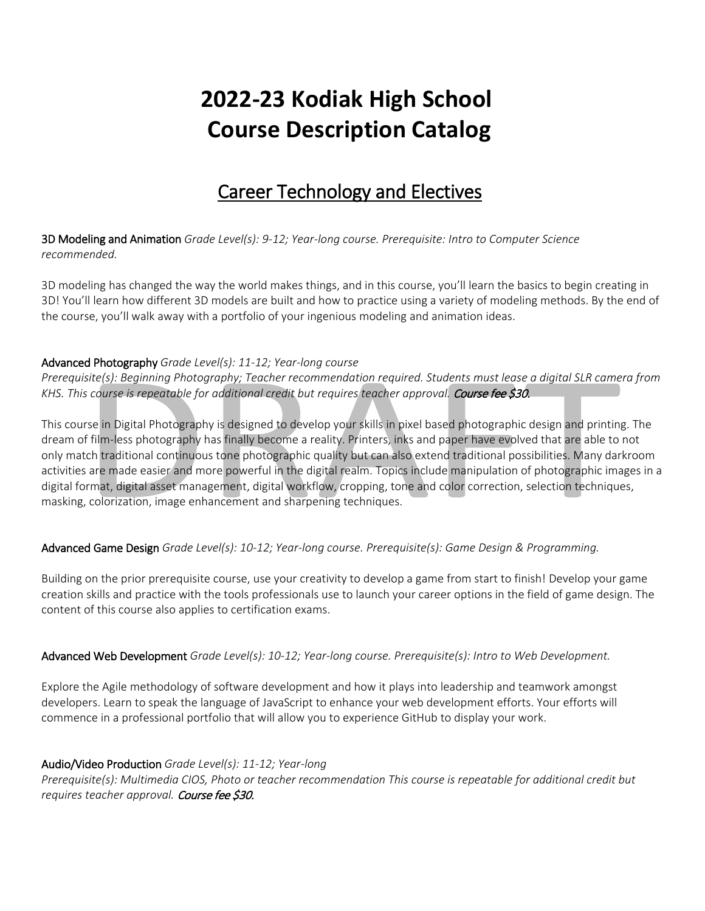# 2022-23 Kodiak High School Course Description Catalog

## Career Technology and Electives

**3D Modeling and Animation** *Grade Level(s): 9-12; Year-long course. Prerequisite: Intro to Computer Science recommended.*

3D modeling has changed the way the world makes things, and in this course, you'll learn the basics to begin creating in 3D! You'll learn how different 3D models are built and how to practice using a variety of modeling methods. By the end of the course, you'll walk away with a portfolio of your ingenious modeling and animation ideas.

**Advanced Photography** *Grade Level(s): 11-12; Year-long course*
*Prerequisite(s): Beginning Photography; Teacher recommendation required. Students must lease a digital SLR camera from KHS. This course is repeatable for additional credit but requires teacher approval.* ***Course fee $30.***

This course in Digital Photography is designed to develop your skills in pixel based photographic design and printing. The dream of film-less photography has finally become a reality. Printers, inks and paper have evolved that are able to not only match traditional continuous tone photographic quality but can also extend traditional possibilities. Many darkroom activities are made easier and more powerful in the digital realm. Topics include manipulation of photographic images in a digital format, digital asset management, digital workflow, cropping, tone and color correction, selection techniques, masking, colorization, image enhancement and sharpening techniques.

**Advanced Game Design** *Grade Level(s): 10-12; Year-long course. Prerequisite(s): Game Design & Programming.*

Building on the prior prerequisite course, use your creativity to develop a game from start to finish! Develop your game creation skills and practice with the tools professionals use to launch your career options in the field of game design. The content of this course also applies to certification exams.

**Advanced Web Development** *Grade Level(s): 10-12; Year-long course. Prerequisite(s): Intro to Web Development.*

Explore the Agile methodology of software development and how it plays into leadership and teamwork amongst developers. Learn to speak the language of JavaScript to enhance your web development efforts. Your efforts will commence in a professional portfolio that will allow you to experience GitHub to display your work.

**Audio/Video Production** *Grade Level(s): 11-12; Year-long*
*Prerequisite(s): Multimedia CIOS, Photo or teacher recommendation This course is repeatable for additional credit but requires teacher approval.* ***Course fee $30.***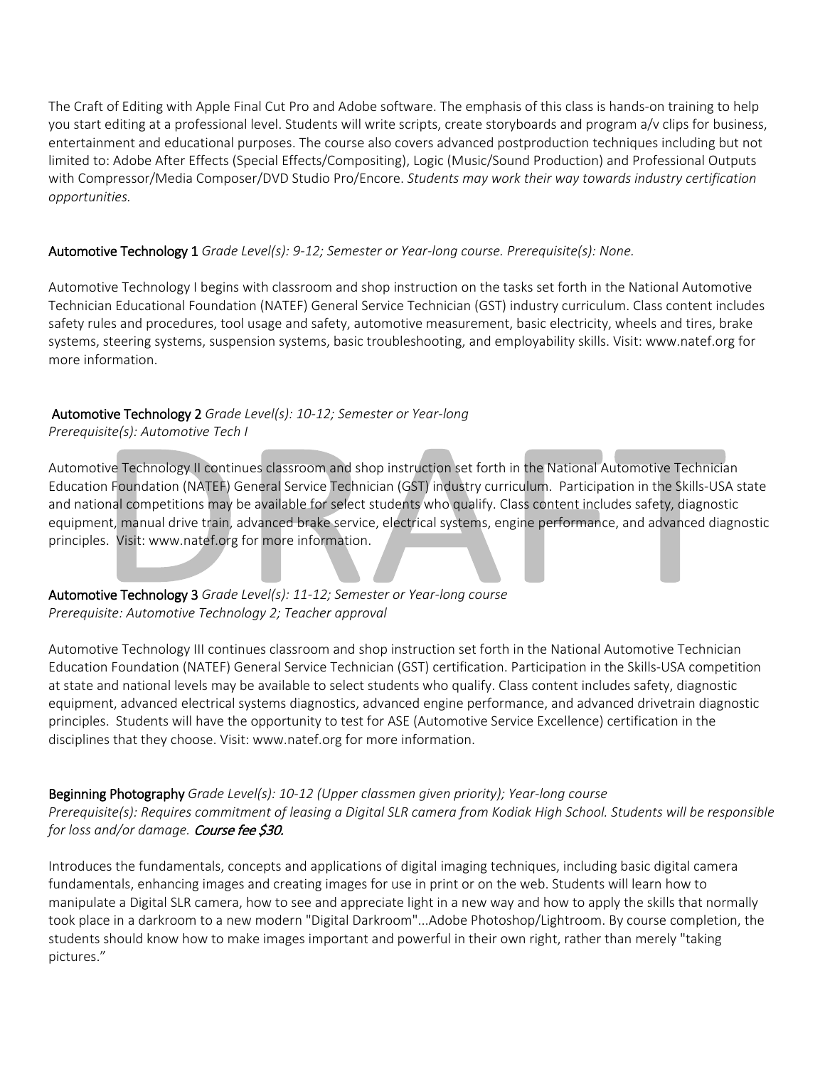The Craft of Editing with Apple Final Cut Pro and Adobe software. The emphasis of this class is hands-on training to help you start editing at a professional level. Students will write scripts, create storyboards and program a/v clips for business, entertainment and educational purposes. The course also covers advanced postproduction techniques including but not limited to: Adobe After Effects (Special Effects/Compositing), Logic (Music/Sound Production) and Professional Outputs with Compressor/Media Composer/DVD Studio Pro/Encore. *Students may work their way towards industry certification opportunities.*

**Automotive Technology 1** *Grade Level(s): 9-12; Semester or Year-long course. Prerequisite(s): None.*

Automotive Technology I begins with classroom and shop instruction on the tasks set forth in the National Automotive Technician Educational Foundation (NATEF) General Service Technician (GST) industry curriculum. Class content includes safety rules and procedures, tool usage and safety, automotive measurement, basic electricity, wheels and tires, brake systems, steering systems, suspension systems, basic troubleshooting, and employability skills. Visit: www.natef.org for more information.

**Automotive Technology 2** *Grade Level(s): 10-12; Semester or Year-long*
*Prerequisite(s): Automotive Tech I*

Automotive Technology II continues classroom and shop instruction set forth in the National Automotive Technician Education Foundation (NATEF) General Service Technician (GST) industry curriculum. Participation in the Skills-USA state and national competitions may be available for select students who qualify. Class content includes safety, diagnostic equipment, manual drive train, advanced brake service, electrical systems, engine performance, and advanced diagnostic principles. Visit: www.natef.org for more information.

**Automotive Technology 3** *Grade Level(s): 11-12; Semester or Year-long course*
*Prerequisite: Automotive Technology 2; Teacher approval*

Automotive Technology III continues classroom and shop instruction set forth in the National Automotive Technician Education Foundation (NATEF) General Service Technician (GST) certification. Participation in the Skills-USA competition at state and national levels may be available to select students who qualify. Class content includes safety, diagnostic equipment, advanced electrical systems diagnostics, advanced engine performance, and advanced drivetrain diagnostic principles. Students will have the opportunity to test for ASE (Automotive Service Excellence) certification in the disciplines that they choose. Visit: www.natef.org for more information.

**Beginning Photography** *Grade Level(s): 10-12 (Upper classmen given priority); Year-long course*
*Prerequisite(s): Requires commitment of leasing a Digital SLR camera from Kodiak High School. Students will be responsible for loss and/or damage.* ***Course fee $30.***

Introduces the fundamentals, concepts and applications of digital imaging techniques, including basic digital camera fundamentals, enhancing images and creating images for use in print or on the web. Students will learn how to manipulate a Digital SLR camera, how to see and appreciate light in a new way and how to apply the skills that normally took place in a darkroom to a new modern "Digital Darkroom"...Adobe Photoshop/Lightroom. By course completion, the students should know how to make images important and powerful in their own right, rather than merely "taking pictures."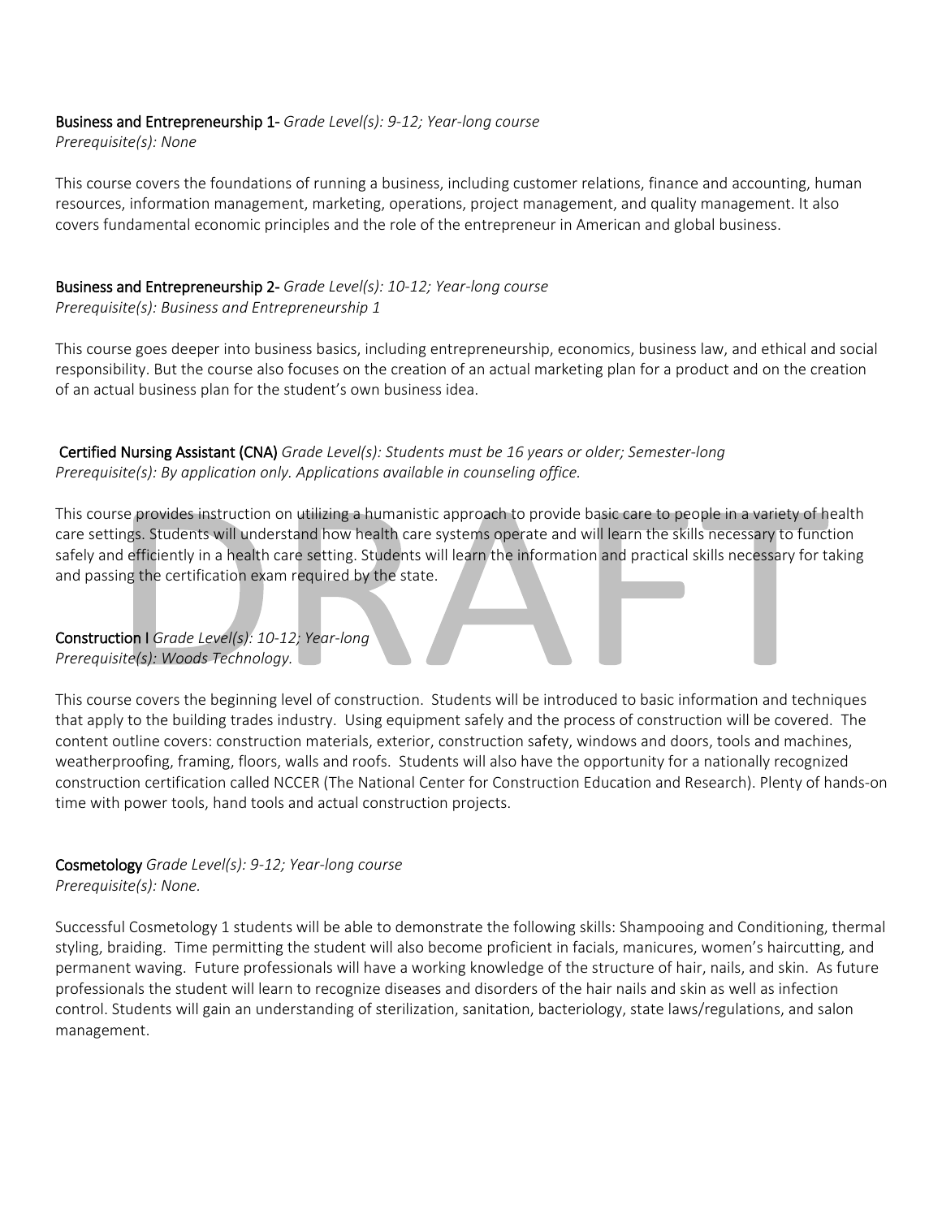**Business and Entrepreneurship 1-** *Grade Level(s): 9-12; Year-long course*
*Prerequisite(s): None*

This course covers the foundations of running a business, including customer relations, finance and accounting, human resources, information management, marketing, operations, project management, and quality management. It also covers fundamental economic principles and the role of the entrepreneur in American and global business.

**Business and Entrepreneurship 2-** *Grade Level(s): 10-12; Year-long course*
*Prerequisite(s): Business and Entrepreneurship 1*

This course goes deeper into business basics, including entrepreneurship, economics, business law, and ethical and social responsibility. But the course also focuses on the creation of an actual marketing plan for a product and on the creation of an actual business plan for the student's own business idea.

**Certified Nursing Assistant (CNA)** *Grade Level(s): Students must be 16 years or older; Semester-long*
*Prerequisite(s): By application only. Applications available in counseling office.*

This course provides instruction on utilizing a humanistic approach to provide basic care to people in a variety of health care settings. Students will understand how health care systems operate and will learn the skills necessary to function safely and efficiently in a health care setting. Students will learn the information and practical skills necessary for taking and passing the certification exam required by the state.

**Construction I** *Grade Level(s): 10-12; Year-long*
*Prerequisite(s): Woods Technology.*

This course covers the beginning level of construction. Students will be introduced to basic information and techniques that apply to the building trades industry. Using equipment safely and the process of construction will be covered. The content outline covers: construction materials, exterior, construction safety, windows and doors, tools and machines, weatherproofing, framing, floors, walls and roofs. Students will also have the opportunity for a nationally recognized construction certification called NCCER (The National Center for Construction Education and Research). Plenty of hands-on time with power tools, hand tools and actual construction projects.

**Cosmetology** *Grade Level(s): 9-12; Year-long course*
*Prerequisite(s): None.*

Successful Cosmetology 1 students will be able to demonstrate the following skills: Shampooing and Conditioning, thermal styling, braiding. Time permitting the student will also become proficient in facials, manicures, women's haircutting, and permanent waving. Future professionals will have a working knowledge of the structure of hair, nails, and skin. As future professionals the student will learn to recognize diseases and disorders of the hair nails and skin as well as infection control. Students will gain an understanding of sterilization, sanitation, bacteriology, state laws/regulations, and salon management.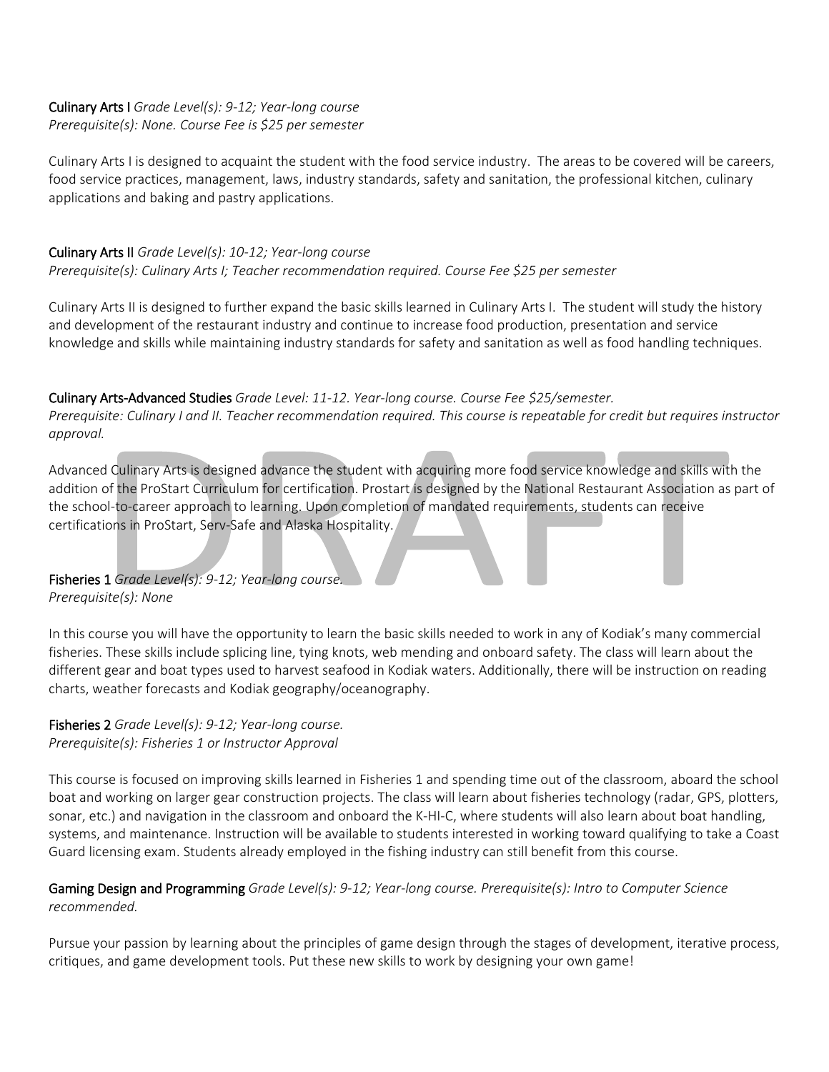**Culinary Arts I** *Grade Level(s): 9-12; Year-long course*
*Prerequisite(s): None. Course Fee is $25 per semester*

Culinary Arts I is designed to acquaint the student with the food service industry. The areas to be covered will be careers, food service practices, management, laws, industry standards, safety and sanitation, the professional kitchen, culinary applications and baking and pastry applications.

**Culinary Arts II** *Grade Level(s): 10-12; Year-long course*
*Prerequisite(s): Culinary Arts I; Teacher recommendation required. Course Fee $25 per semester*

Culinary Arts II is designed to further expand the basic skills learned in Culinary Arts I. The student will study the history and development of the restaurant industry and continue to increase food production, presentation and service knowledge and skills while maintaining industry standards for safety and sanitation as well as food handling techniques.

**Culinary Arts-Advanced Studies** *Grade Level: 11-12. Year-long course. Course Fee $25/semester.*
*Prerequisite: Culinary I and II. Teacher recommendation required. This course is repeatable for credit but requires instructor approval.*

Advanced Culinary Arts is designed advance the student with acquiring more food service knowledge and skills with the addition of the ProStart Curriculum for certification. Prostart is designed by the National Restaurant Association as part of the school-to-career approach to learning. Upon completion of mandated requirements, students can receive certifications in ProStart, Serv-Safe and Alaska Hospitality.

**Fisheries 1** *Grade Level(s): 9-12; Year-long course.*
*Prerequisite(s): None*

In this course you will have the opportunity to learn the basic skills needed to work in any of Kodiak's many commercial fisheries. These skills include splicing line, tying knots, web mending and onboard safety. The class will learn about the different gear and boat types used to harvest seafood in Kodiak waters. Additionally, there will be instruction on reading charts, weather forecasts and Kodiak geography/oceanography.

**Fisheries 2** *Grade Level(s): 9-12; Year-long course.*
*Prerequisite(s): Fisheries 1 or Instructor Approval*

This course is focused on improving skills learned in Fisheries 1 and spending time out of the classroom, aboard the school boat and working on larger gear construction projects. The class will learn about fisheries technology (radar, GPS, plotters, sonar, etc.) and navigation in the classroom and onboard the K-HI-C, where students will also learn about boat handling, systems, and maintenance. Instruction will be available to students interested in working toward qualifying to take a Coast Guard licensing exam. Students already employed in the fishing industry can still benefit from this course.

**Gaming Design and Programming** *Grade Level(s): 9-12; Year-long course. Prerequisite(s): Intro to Computer Science recommended.*

Pursue your passion by learning about the principles of game design through the stages of development, iterative process, critiques, and game development tools. Put these new skills to work by designing your own game!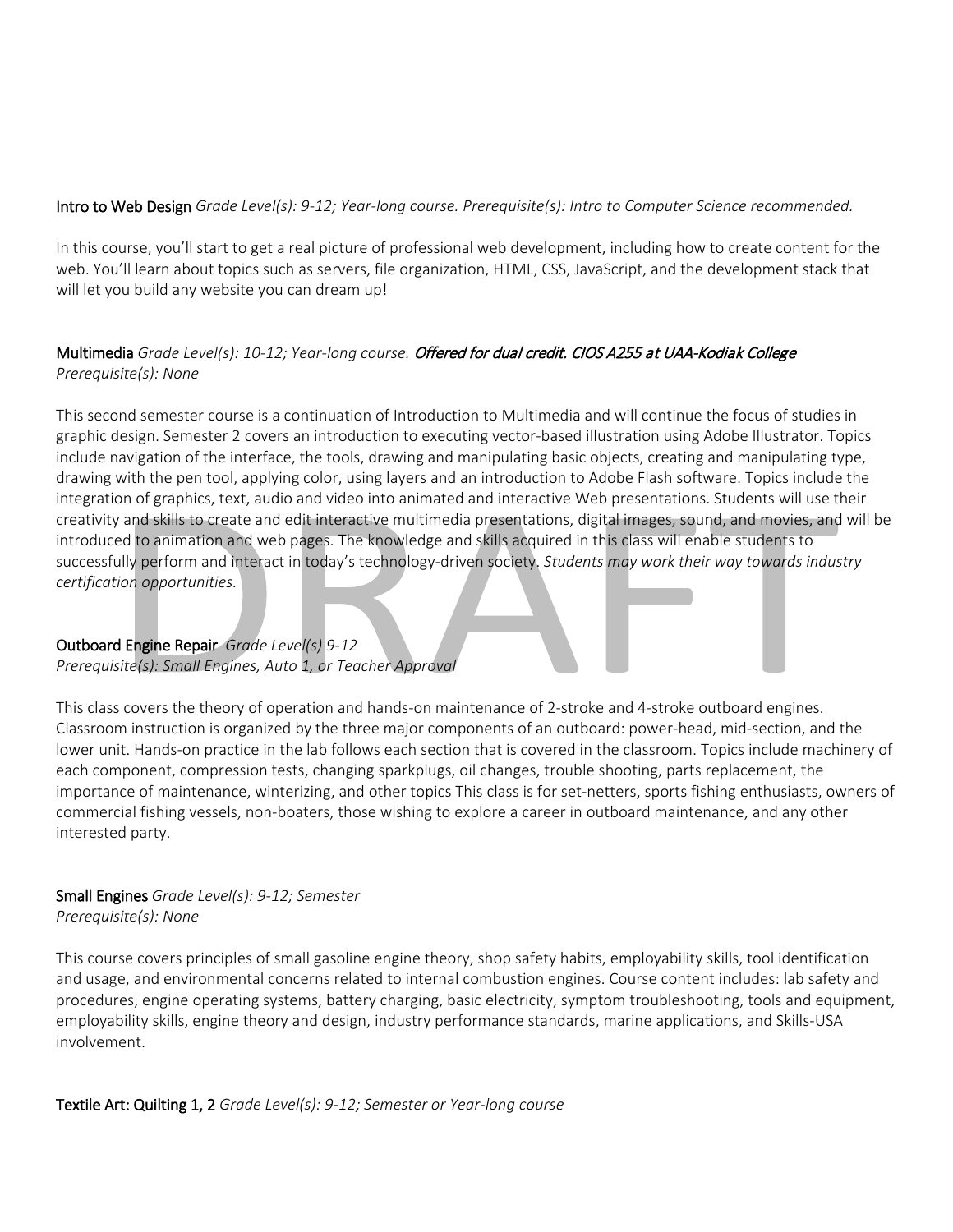**Intro to Web Design** *Grade Level(s): 9-12; Year-long course. Prerequisite(s): Intro to Computer Science recommended.*

In this course, you'll start to get a real picture of professional web development, including how to create content for the web. You'll learn about topics such as servers, file organization, HTML, CSS, JavaScript, and the development stack that will let you build any website you can dream up!

**Multimedia** *Grade Level(s): 10-12; Year-long course.* *Offered for dual credit. CIOS A255 at UAA-Kodiak College*
*Prerequisite(s): None*

This second semester course is a continuation of Introduction to Multimedia and will continue the focus of studies in graphic design. Semester 2 covers an introduction to executing vector-based illustration using Adobe Illustrator. Topics include navigation of the interface, the tools, drawing and manipulating basic objects, creating and manipulating type, drawing with the pen tool, applying color, using layers and an introduction to Adobe Flash software. Topics include the integration of graphics, text, audio and video into animated and interactive Web presentations. Students will use their creativity and skills to create and edit interactive multimedia presentations, digital images, sound, and movies, and will be introduced to animation and web pages. The knowledge and skills acquired in this class will enable students to successfully perform and interact in today's technology-driven society. *Students may work their way towards industry certification opportunities.*

**Outboard Engine Repair** *Grade Level(s) 9-12*
*Prerequisite(s): Small Engines, Auto 1, or Teacher Approval*

This class covers the theory of operation and hands-on maintenance of 2-stroke and 4-stroke outboard engines. Classroom instruction is organized by the three major components of an outboard: power-head, mid-section, and the lower unit. Hands-on practice in the lab follows each section that is covered in the classroom. Topics include machinery of each component, compression tests, changing sparkplugs, oil changes, trouble shooting, parts replacement, the importance of maintenance, winterizing, and other topics This class is for set-netters, sports fishing enthusiasts, owners of commercial fishing vessels, non-boaters, those wishing to explore a career in outboard maintenance, and any other interested party.

**Small Engines** *Grade Level(s): 9-12; Semester*
*Prerequisite(s): None*

This course covers principles of small gasoline engine theory, shop safety habits, employability skills, tool identification and usage, and environmental concerns related to internal combustion engines. Course content includes: lab safety and procedures, engine operating systems, battery charging, basic electricity, symptom troubleshooting, tools and equipment, employability skills, engine theory and design, industry performance standards, marine applications, and Skills-USA involvement.

**Textile Art: Quilting 1, 2** *Grade Level(s): 9-12; Semester or Year-long course*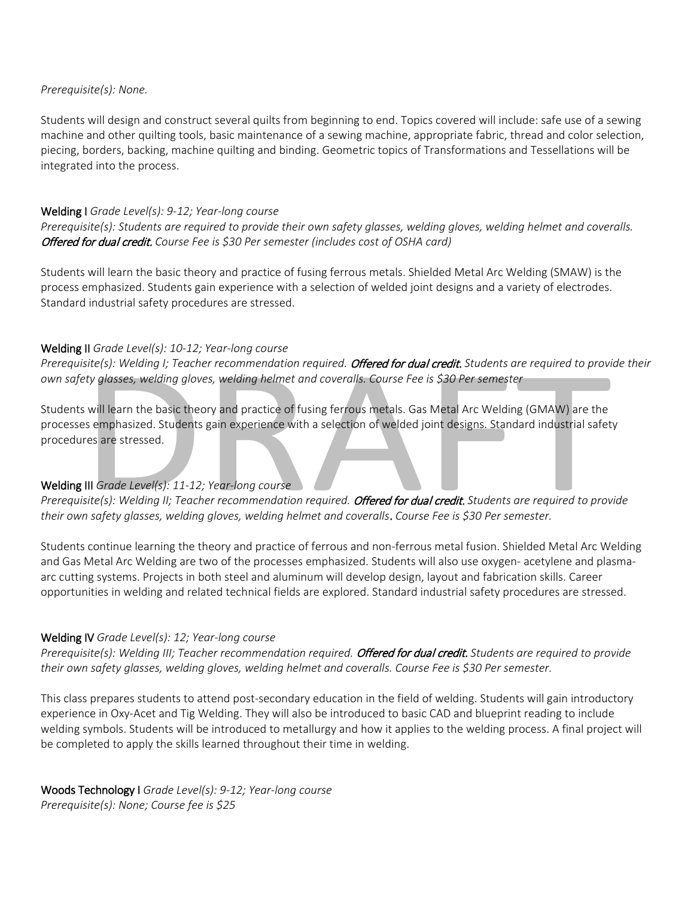*Prerequisite(s): None.*

Students will design and construct several quilts from beginning to end. Topics covered will include: safe use of a sewing machine and other quilting tools, basic maintenance of a sewing machine, appropriate fabric, thread and color selection, piecing, borders, backing, machine quilting and binding. Geometric topics of Transformations and Tessellations will be integrated into the process.

**Welding I** *Grade Level(s): 9-12; Year-long course*
*Prerequisite(s): Students are required to provide their own safety glasses, welding gloves, welding helmet and coveralls.* ***Offered for dual credit.*** *Course Fee is $30 Per semester (includes cost of OSHA card)*

Students will learn the basic theory and practice of fusing ferrous metals. Shielded Metal Arc Welding (SMAW) is the process emphasized. Students gain experience with a selection of welded joint designs and a variety of electrodes. Standard industrial safety procedures are stressed.

**Welding II** *Grade Level(s): 10-12; Year-long course*
*Prerequisite(s): Welding I; Teacher recommendation required.* ***Offered for dual credit.*** *Students are required to provide their own safety glasses, welding gloves, welding helmet and coveralls. Course Fee is $30 Per semester*

Students will learn the basic theory and practice of fusing ferrous metals. Gas Metal Arc Welding (GMAW) are the processes emphasized. Students gain experience with a selection of welded joint designs. Standard industrial safety procedures are stressed.

**Welding III** *Grade Level(s): 11-12; Year-long course*
*Prerequisite(s): Welding II; Teacher recommendation required.* ***Offered for dual credit.*** *Students are required to provide their own safety glasses, welding gloves, welding helmet and coveralls. Course Fee is $30 Per semester.*

Students continue learning the theory and practice of ferrous and non-ferrous metal fusion. Shielded Metal Arc Welding and Gas Metal Arc Welding are two of the processes emphasized. Students will also use oxygen- acetylene and plasma-arc cutting systems. Projects in both steel and aluminum will develop design, layout and fabrication skills. Career opportunities in welding and related technical fields are explored. Standard industrial safety procedures are stressed.

**Welding IV** *Grade Level(s): 12; Year-long course*
*Prerequisite(s): Welding III; Teacher recommendation required.* ***Offered for dual credit.*** *Students are required to provide their own safety glasses, welding gloves, welding helmet and coveralls. Course Fee is $30 Per semester.*

This class prepares students to attend post-secondary education in the field of welding. Students will gain introductory experience in Oxy-Acet and Tig Welding. They will also be introduced to basic CAD and blueprint reading to include welding symbols. Students will be introduced to metallurgy and how it applies to the welding process. A final project will be completed to apply the skills learned throughout their time in welding.

**Woods Technology I** *Grade Level(s): 9-12; Year-long course*
*Prerequisite(s): None; Course fee is $25*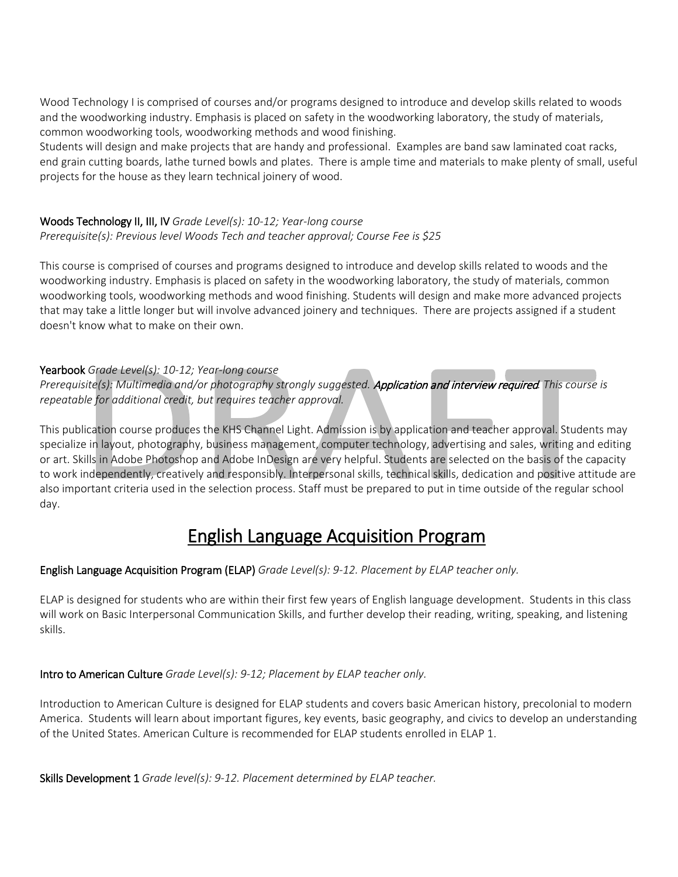Wood Technology I is comprised of courses and/or programs designed to introduce and develop skills related to woods and the woodworking industry. Emphasis is placed on safety in the woodworking laboratory, the study of materials, common woodworking tools, woodworking methods and wood finishing.
Students will design and make projects that are handy and professional. Examples are band saw laminated coat racks, end grain cutting boards, lathe turned bowls and plates. There is ample time and materials to make plenty of small, useful projects for the house as they learn technical joinery of wood.

**Woods Technology II, III, IV** *Grade Level(s): 10-12; Year-long course*
*Prerequisite(s): Previous level Woods Tech and teacher approval; Course Fee is $25*

This course is comprised of courses and programs designed to introduce and develop skills related to woods and the woodworking industry. Emphasis is placed on safety in the woodworking laboratory, the study of materials, common woodworking tools, woodworking methods and wood finishing. Students will design and make more advanced projects that may take a little longer but will involve advanced joinery and techniques. There are projects assigned if a student doesn't know what to make on their own.

**Yearbook** *Grade Level(s): 10-12; Year-long course*
*Prerequisite(s): Multimedia and/or photography strongly suggested.* ***Application and interview required****. This course is repeatable for additional credit, but requires teacher approval.*

This publication course produces the KHS Channel Light. Admission is by application and teacher approval. Students may specialize in layout, photography, business management, computer technology, advertising and sales, writing and editing or art. Skills in Adobe Photoshop and Adobe InDesign are very helpful. Students are selected on the basis of the capacity to work independently, creatively and responsibly. Interpersonal skills, technical skills, dedication and positive attitude are also important criteria used in the selection process. Staff must be prepared to put in time outside of the regular school day.

## English Language Acquisition Program

**English Language Acquisition Program (ELAP)** *Grade Level(s): 9-12. Placement by ELAP teacher only.*

ELAP is designed for students who are within their first few years of English language development. Students in this class will work on Basic Interpersonal Communication Skills, and further develop their reading, writing, speaking, and listening skills.

**Intro to American Culture** *Grade Level(s): 9-12; Placement by ELAP teacher only.*

Introduction to American Culture is designed for ELAP students and covers basic American history, precolonial to modern America. Students will learn about important figures, key events, basic geography, and civics to develop an understanding of the United States. American Culture is recommended for ELAP students enrolled in ELAP 1.

**Skills Development 1** *Grade level(s): 9-12. Placement determined by ELAP teacher.*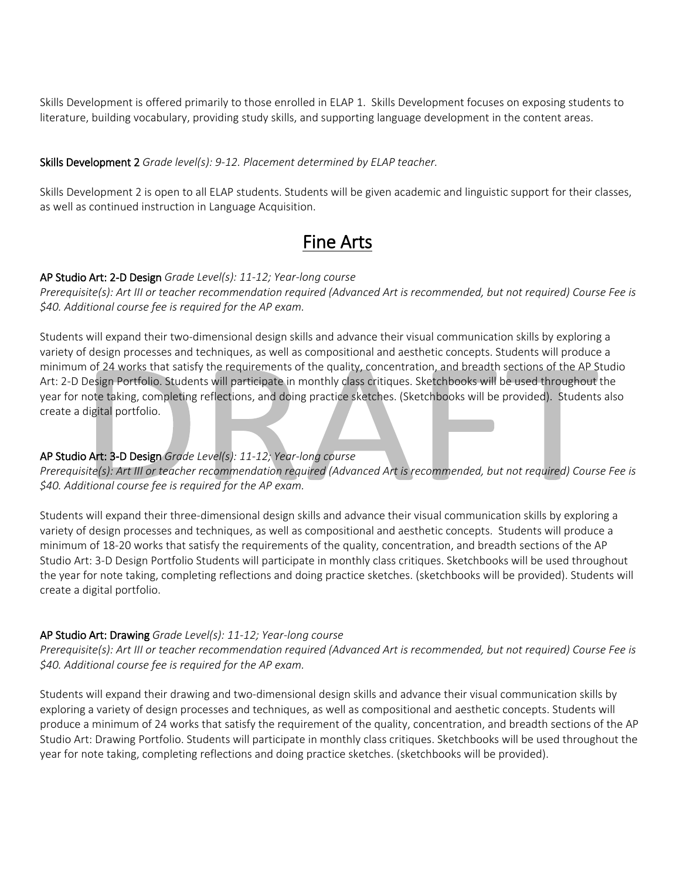Skills Development is offered primarily to those enrolled in ELAP 1. Skills Development focuses on exposing students to literature, building vocabulary, providing study skills, and supporting language development in the content areas.

**Skills Development 2** *Grade level(s): 9-12. Placement determined by ELAP teacher.*

Skills Development 2 is open to all ELAP students. Students will be given academic and linguistic support for their classes, as well as continued instruction in Language Acquisition.

# Fine Arts

**AP Studio Art: 2-D Design** *Grade Level(s): 11-12; Year-long course*
*Prerequisite(s): Art III or teacher recommendation required (Advanced Art is recommended, but not required) Course Fee is $40. Additional course fee is required for the AP exam.*

Students will expand their two-dimensional design skills and advance their visual communication skills by exploring a variety of design processes and techniques, as well as compositional and aesthetic concepts. Students will produce a minimum of 24 works that satisfy the requirements of the quality, concentration, and breadth sections of the AP Studio Art: 2-D Design Portfolio. Students will participate in monthly class critiques. Sketchbooks will be used throughout the year for note taking, completing reflections, and doing practice sketches. (Sketchbooks will be provided). Students also create a digital portfolio.

**AP Studio Art: 3-D Design** *Grade Level(s): 11-12; Year-long course*
*Prerequisite(s): Art III or teacher recommendation required (Advanced Art is recommended, but not required) Course Fee is $40. Additional course fee is required for the AP exam.*

Students will expand their three-dimensional design skills and advance their visual communication skills by exploring a variety of design processes and techniques, as well as compositional and aesthetic concepts. Students will produce a minimum of 18-20 works that satisfy the requirements of the quality, concentration, and breadth sections of the AP Studio Art: 3-D Design Portfolio Students will participate in monthly class critiques. Sketchbooks will be used throughout the year for note taking, completing reflections and doing practice sketches. (sketchbooks will be provided). Students will create a digital portfolio.

**AP Studio Art: Drawing** *Grade Level(s): 11-12; Year-long course*
*Prerequisite(s): Art III or teacher recommendation required (Advanced Art is recommended, but not required) Course Fee is $40. Additional course fee is required for the AP exam.*

Students will expand their drawing and two-dimensional design skills and advance their visual communication skills by exploring a variety of design processes and techniques, as well as compositional and aesthetic concepts. Students will produce a minimum of 24 works that satisfy the requirement of the quality, concentration, and breadth sections of the AP Studio Art: Drawing Portfolio. Students will participate in monthly class critiques. Sketchbooks will be used throughout the year for note taking, completing reflections and doing practice sketches. (sketchbooks will be provided).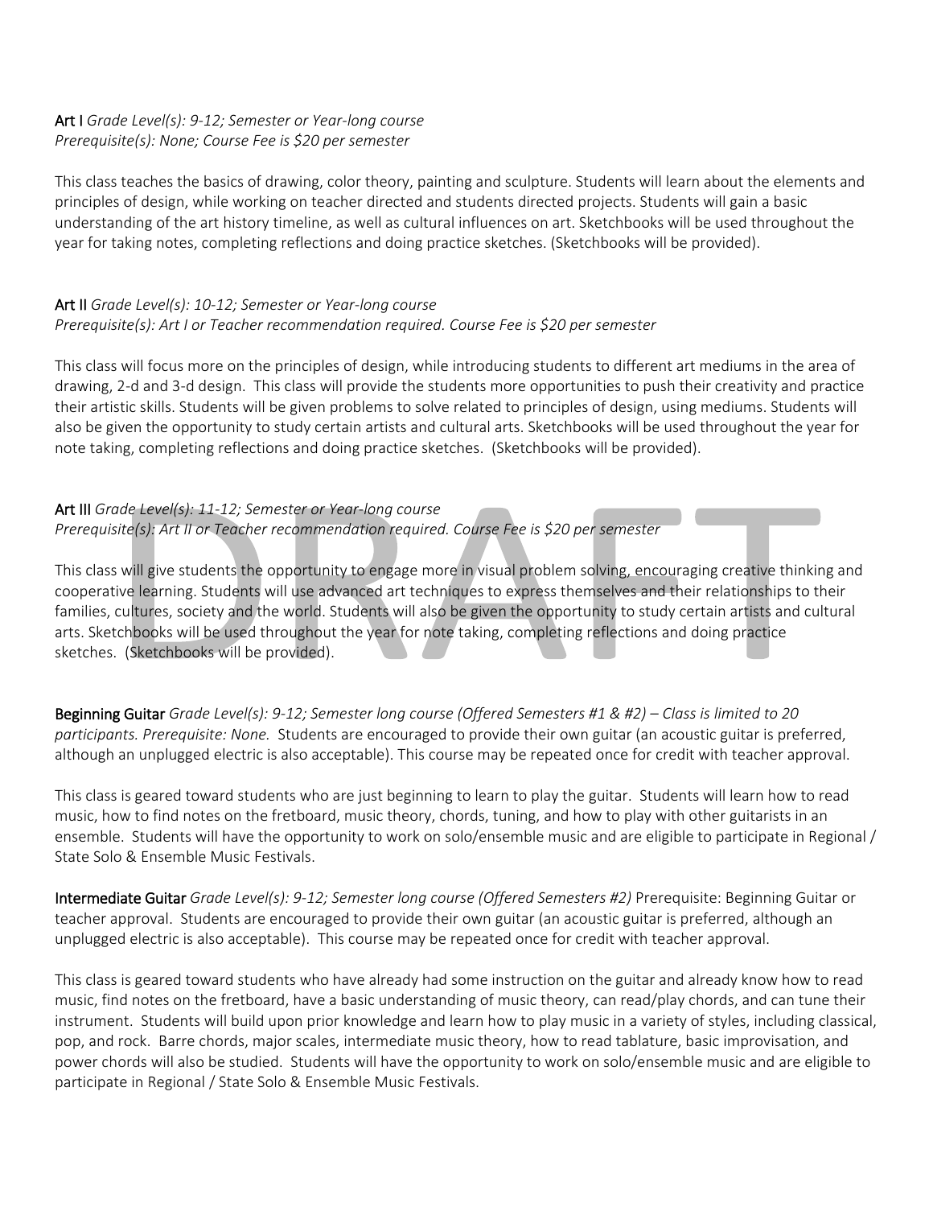**Art I** *Grade Level(s): 9-12; Semester or Year-long course*
*Prerequisite(s): None; Course Fee is $20 per semester*

This class teaches the basics of drawing, color theory, painting and sculpture. Students will learn about the elements and principles of design, while working on teacher directed and students directed projects. Students will gain a basic understanding of the art history timeline, as well as cultural influences on art. Sketchbooks will be used throughout the year for taking notes, completing reflections and doing practice sketches. (Sketchbooks will be provided).

**Art II** *Grade Level(s): 10-12; Semester or Year-long course*
*Prerequisite(s): Art I or Teacher recommendation required. Course Fee is $20 per semester*

This class will focus more on the principles of design, while introducing students to different art mediums in the area of drawing, 2-d and 3-d design. This class will provide the students more opportunities to push their creativity and practice their artistic skills. Students will be given problems to solve related to principles of design, using mediums. Students will also be given the opportunity to study certain artists and cultural arts. Sketchbooks will be used throughout the year for note taking, completing reflections and doing practice sketches. (Sketchbooks will be provided).

**Art III** *Grade Level(s): 11-12; Semester or Year-long course*
*Prerequisite(s): Art II or Teacher recommendation required. Course Fee is $20 per semester*

This class will give students the opportunity to engage more in visual problem solving, encouraging creative thinking and cooperative learning. Students will use advanced art techniques to express themselves and their relationships to their families, cultures, society and the world. Students will also be given the opportunity to study certain artists and cultural arts. Sketchbooks will be used throughout the year for note taking, completing reflections and doing practice sketches. (Sketchbooks will be provided).

**Beginning Guitar** *Grade Level(s): 9-12; Semester long course (Offered Semesters #1 & #2) – Class is limited to 20 participants. Prerequisite: None.* Students are encouraged to provide their own guitar (an acoustic guitar is preferred, although an unplugged electric is also acceptable). This course may be repeated once for credit with teacher approval.

This class is geared toward students who are just beginning to learn to play the guitar. Students will learn how to read music, how to find notes on the fretboard, music theory, chords, tuning, and how to play with other guitarists in an ensemble. Students will have the opportunity to work on solo/ensemble music and are eligible to participate in Regional / State Solo & Ensemble Music Festivals.

**Intermediate Guitar** *Grade Level(s): 9-12; Semester long course (Offered Semesters #2)* Prerequisite: Beginning Guitar or teacher approval. Students are encouraged to provide their own guitar (an acoustic guitar is preferred, although an unplugged electric is also acceptable). This course may be repeated once for credit with teacher approval.

This class is geared toward students who have already had some instruction on the guitar and already know how to read music, find notes on the fretboard, have a basic understanding of music theory, can read/play chords, and can tune their instrument. Students will build upon prior knowledge and learn how to play music in a variety of styles, including classical, pop, and rock. Barre chords, major scales, intermediate music theory, how to read tablature, basic improvisation, and power chords will also be studied. Students will have the opportunity to work on solo/ensemble music and are eligible to participate in Regional / State Solo & Ensemble Music Festivals.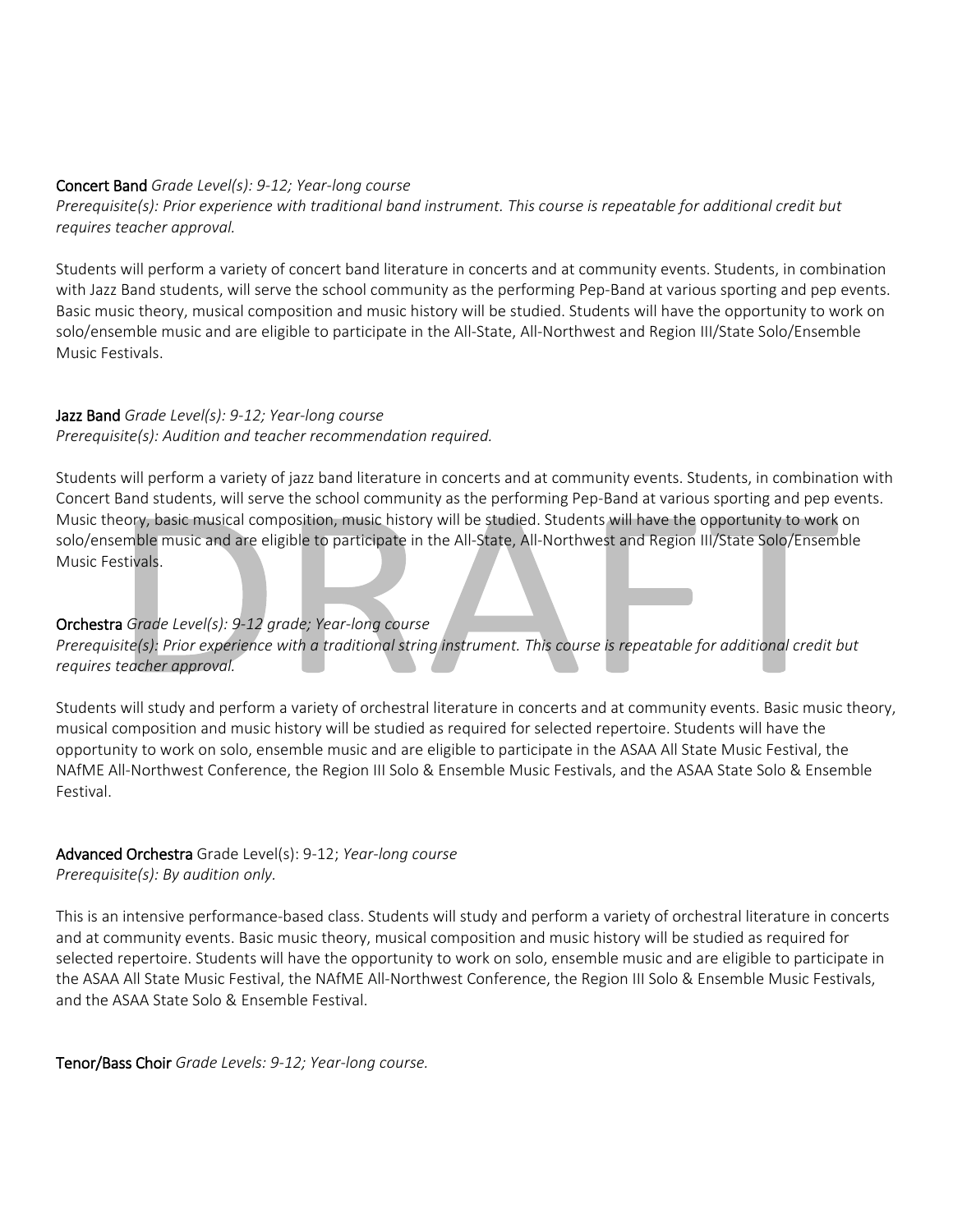**Concert Band** *Grade Level(s): 9-12; Year-long course*
*Prerequisite(s): Prior experience with traditional band instrument. This course is repeatable for additional credit but requires teacher approval.*

Students will perform a variety of concert band literature in concerts and at community events. Students, in combination with Jazz Band students, will serve the school community as the performing Pep-Band at various sporting and pep events. Basic music theory, musical composition and music history will be studied. Students will have the opportunity to work on solo/ensemble music and are eligible to participate in the All-State, All-Northwest and Region III/State Solo/Ensemble Music Festivals.

**Jazz Band** *Grade Level(s): 9-12; Year-long course*
*Prerequisite(s): Audition and teacher recommendation required.*

Students will perform a variety of jazz band literature in concerts and at community events. Students, in combination with Concert Band students, will serve the school community as the performing Pep-Band at various sporting and pep events. Music theory, basic musical composition, music history will be studied. Students will have the opportunity to work on solo/ensemble music and are eligible to participate in the All-State, All-Northwest and Region III/State Solo/Ensemble Music Festivals.

**Orchestra** *Grade Level(s): 9-12 grade; Year-long course*
*Prerequisite(s): Prior experience with a traditional string instrument. This course is repeatable for additional credit but requires teacher approval.*

Students will study and perform a variety of orchestral literature in concerts and at community events. Basic music theory, musical composition and music history will be studied as required for selected repertoire. Students will have the opportunity to work on solo, ensemble music and are eligible to participate in the ASAA All State Music Festival, the NAfME All-Northwest Conference, the Region III Solo & Ensemble Music Festivals, and the ASAA State Solo & Ensemble Festival.

**Advanced Orchestra** Grade Level(s): 9-12; *Year-long course*
*Prerequisite(s): By audition only.*

This is an intensive performance-based class. Students will study and perform a variety of orchestral literature in concerts and at community events. Basic music theory, musical composition and music history will be studied as required for selected repertoire. Students will have the opportunity to work on solo, ensemble music and are eligible to participate in the ASAA All State Music Festival, the NAfME All-Northwest Conference, the Region III Solo & Ensemble Music Festivals, and the ASAA State Solo & Ensemble Festival.

**Tenor/Bass Choir** *Grade Levels: 9-12; Year-long course.*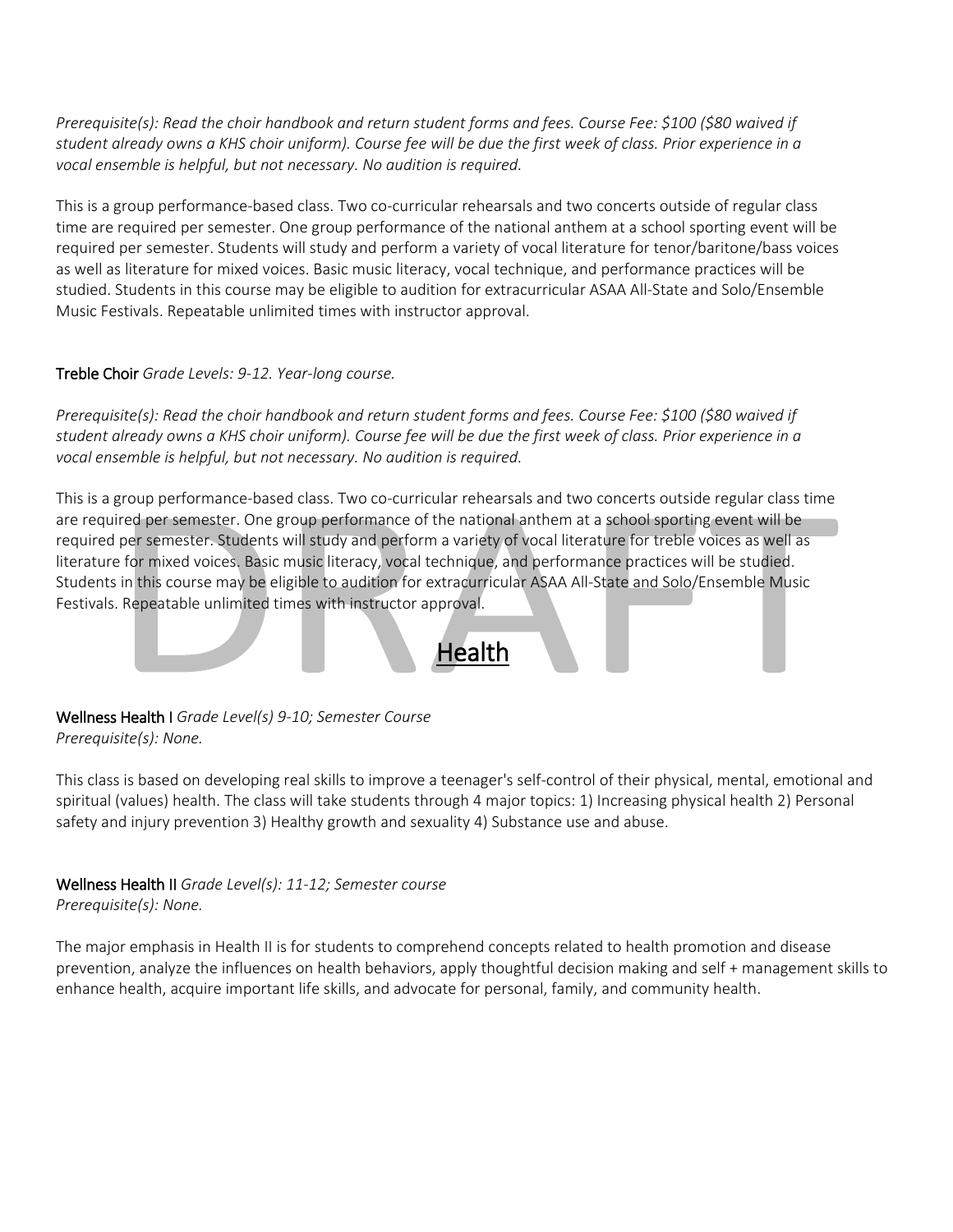*Prerequisite(s): Read the choir handbook and return student forms and fees. Course Fee: $100 ($80 waived if student already owns a KHS choir uniform). Course fee will be due the first week of class. Prior experience in a vocal ensemble is helpful, but not necessary. No audition is required.*

This is a group performance-based class. Two co-curricular rehearsals and two concerts outside of regular class time are required per semester. One group performance of the national anthem at a school sporting event will be required per semester. Students will study and perform a variety of vocal literature for tenor/baritone/bass voices as well as literature for mixed voices. Basic music literacy, vocal technique, and performance practices will be studied. Students in this course may be eligible to audition for extracurricular ASAA All-State and Solo/Ensemble Music Festivals. Repeatable unlimited times with instructor approval.

**Treble Choir** *Grade Levels: 9-12. Year-long course.*

*Prerequisite(s): Read the choir handbook and return student forms and fees. Course Fee: $100 ($80 waived if student already owns a KHS choir uniform). Course fee will be due the first week of class. Prior experience in a vocal ensemble is helpful, but not necessary. No audition is required.*

This is a group performance-based class. Two co-curricular rehearsals and two concerts outside regular class time are required per semester. One group performance of the national anthem at a school sporting event will be required per semester. Students will study and perform a variety of vocal literature for treble voices as well as literature for mixed voices. Basic music literacy, vocal technique, and performance practices will be studied. Students in this course may be eligible to audition for extracurricular ASAA All-State and Solo/Ensemble Music Festivals. Repeatable unlimited times with instructor approval.

## Health

**Wellness Health I** *Grade Level(s) 9-10; Semester Course*
*Prerequisite(s): None.*

This class is based on developing real skills to improve a teenager's self-control of their physical, mental, emotional and spiritual (values) health. The class will take students through 4 major topics: 1) Increasing physical health 2) Personal safety and injury prevention 3) Healthy growth and sexuality 4) Substance use and abuse.

**Wellness Health II** *Grade Level(s): 11-12; Semester course*
*Prerequisite(s): None.*

The major emphasis in Health II is for students to comprehend concepts related to health promotion and disease prevention, analyze the influences on health behaviors, apply thoughtful decision making and self + management skills to enhance health, acquire important life skills, and advocate for personal, family, and community health.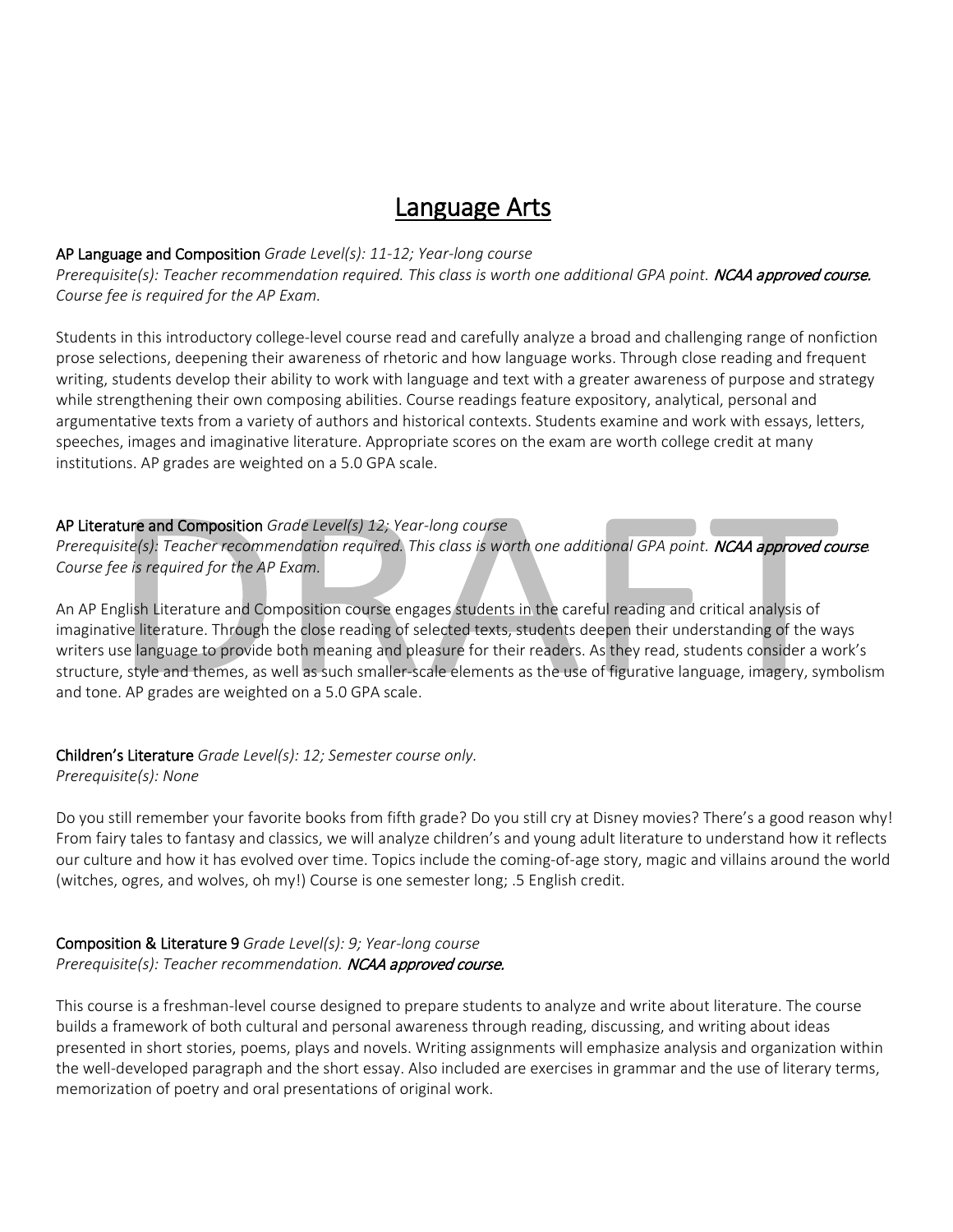# Language Arts

**AP Language and Composition** *Grade Level(s): 11-12; Year-long course*
*Prerequisite(s): Teacher recommendation required. This class is worth one additional GPA point.* ***NCAA approved course.***
*Course fee is required for the AP Exam.*

Students in this introductory college-level course read and carefully analyze a broad and challenging range of nonfiction prose selections, deepening their awareness of rhetoric and how language works. Through close reading and frequent writing, students develop their ability to work with language and text with a greater awareness of purpose and strategy while strengthening their own composing abilities. Course readings feature expository, analytical, personal and argumentative texts from a variety of authors and historical contexts. Students examine and work with essays, letters, speeches, images and imaginative literature. Appropriate scores on the exam are worth college credit at many institutions. AP grades are weighted on a 5.0 GPA scale.

**AP Literature and Composition** *Grade Level(s) 12; Year-long course*
*Prerequisite(s): Teacher recommendation required. This class is worth one additional GPA point.* ***NCAA approved course.***
*Course fee is required for the AP Exam.*

An AP English Literature and Composition course engages students in the careful reading and critical analysis of imaginative literature. Through the close reading of selected texts, students deepen their understanding of the ways writers use language to provide both meaning and pleasure for their readers. As they read, students consider a work's structure, style and themes, as well as such smaller-scale elements as the use of figurative language, imagery, symbolism and tone. AP grades are weighted on a 5.0 GPA scale.

**Children's Literature** *Grade Level(s): 12; Semester course only.*
*Prerequisite(s): None*

Do you still remember your favorite books from fifth grade? Do you still cry at Disney movies? There's a good reason why! From fairy tales to fantasy and classics, we will analyze children's and young adult literature to understand how it reflects our culture and how it has evolved over time. Topics include the coming-of-age story, magic and villains around the world (witches, ogres, and wolves, oh my!) Course is one semester long; .5 English credit.

**Composition & Literature 9** *Grade Level(s): 9; Year-long course*
*Prerequisite(s): Teacher recommendation.* ***NCAA approved course.***

This course is a freshman-level course designed to prepare students to analyze and write about literature. The course builds a framework of both cultural and personal awareness through reading, discussing, and writing about ideas presented in short stories, poems, plays and novels. Writing assignments will emphasize analysis and organization within the well-developed paragraph and the short essay. Also included are exercises in grammar and the use of literary terms, memorization of poetry and oral presentations of original work.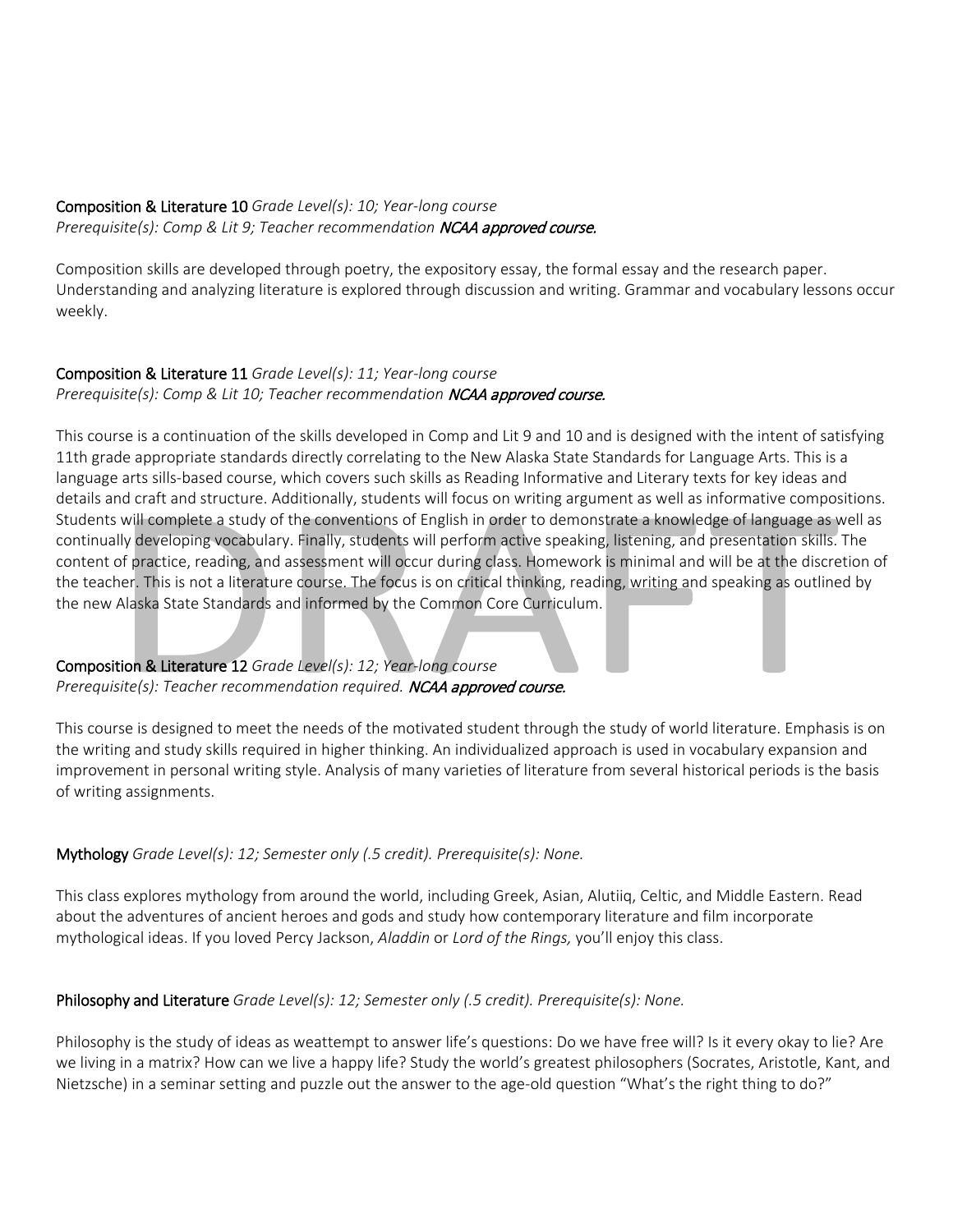**Composition & Literature 10** *Grade Level(s): 10; Year-long course*
*Prerequisite(s): Comp & Lit 9; Teacher recommendation* ***NCAA approved course.***

Composition skills are developed through poetry, the expository essay, the formal essay and the research paper. Understanding and analyzing literature is explored through discussion and writing. Grammar and vocabulary lessons occur weekly.

**Composition & Literature 11** *Grade Level(s): 11; Year-long course*
*Prerequisite(s): Comp & Lit 10; Teacher recommendation* ***NCAA approved course.***

This course is a continuation of the skills developed in Comp and Lit 9 and 10 and is designed with the intent of satisfying 11th grade appropriate standards directly correlating to the New Alaska State Standards for Language Arts. This is a language arts sills-based course, which covers such skills as Reading Informative and Literary texts for key ideas and details and craft and structure. Additionally, students will focus on writing argument as well as informative compositions. Students will complete a study of the conventions of English in order to demonstrate a knowledge of language as well as continually developing vocabulary. Finally, students will perform active speaking, listening, and presentation skills. The content of practice, reading, and assessment will occur during class. Homework is minimal and will be at the discretion of the teacher. This is not a literature course. The focus is on critical thinking, reading, writing and speaking as outlined by the new Alaska State Standards and informed by the Common Core Curriculum.

**Composition & Literature 12** *Grade Level(s): 12; Year-long course*
*Prerequisite(s): Teacher recommendation required.* ***NCAA approved course.***

This course is designed to meet the needs of the motivated student through the study of world literature. Emphasis is on the writing and study skills required in higher thinking. An individualized approach is used in vocabulary expansion and improvement in personal writing style. Analysis of many varieties of literature from several historical periods is the basis of writing assignments.

**Mythology** *Grade Level(s): 12; Semester only (.5 credit). Prerequisite(s): None.*

This class explores mythology from around the world, including Greek, Asian, Alutiiq, Celtic, and Middle Eastern. Read about the adventures of ancient heroes and gods and study how contemporary literature and film incorporate mythological ideas. If you loved Percy Jackson, *Aladdin* or *Lord of the Rings,* you'll enjoy this class.

**Philosophy and Literature** *Grade Level(s): 12; Semester only (.5 credit). Prerequisite(s): None.*

Philosophy is the study of ideas as weattempt to answer life's questions: Do we have free will? Is it every okay to lie? Are we living in a matrix? How can we live a happy life? Study the world's greatest philosophers (Socrates, Aristotle, Kant, and Nietzsche) in a seminar setting and puzzle out the answer to the age-old question "What's the right thing to do?"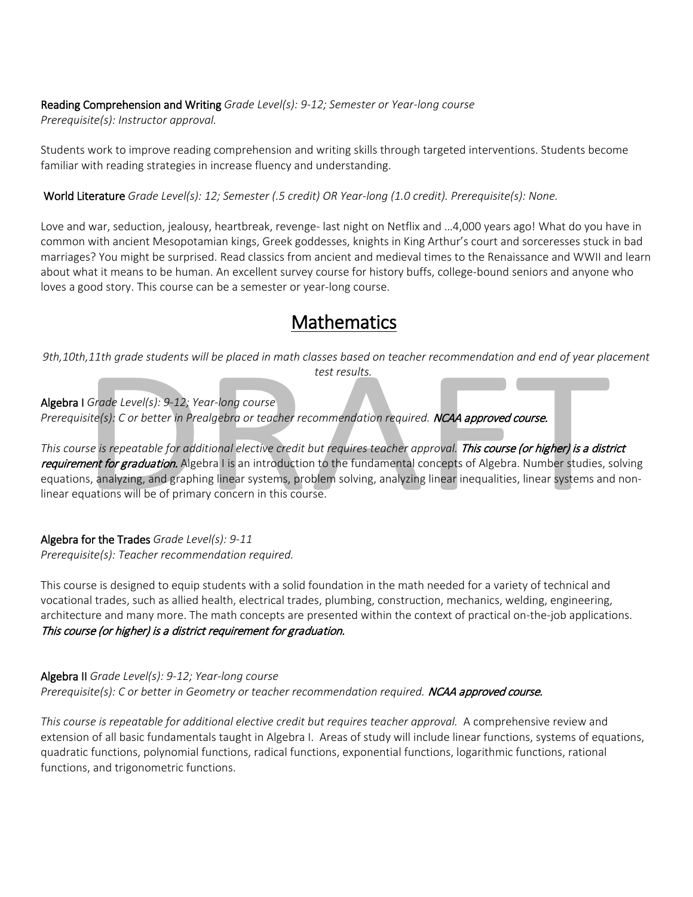**Reading Comprehension and Writing** *Grade Level(s): 9-12; Semester or Year-long course*
*Prerequisite(s): Instructor approval.*

Students work to improve reading comprehension and writing skills through targeted interventions. Students become familiar with reading strategies in increase fluency and understanding.

**World Literature** *Grade Level(s): 12; Semester (.5 credit) OR Year-long (1.0 credit). Prerequisite(s): None.*

Love and war, seduction, jealousy, heartbreak, revenge- last night on Netflix and …4,000 years ago! What do you have in common with ancient Mesopotamian kings, Greek goddesses, knights in King Arthur's court and sorceresses stuck in bad marriages? You might be surprised. Read classics from ancient and medieval times to the Renaissance and WWII and learn about what it means to be human. An excellent survey course for history buffs, college-bound seniors and anyone who loves a good story. This course can be a semester or year-long course.

# Mathematics

*9th,10th,11th grade students will be placed in math classes based on teacher recommendation and end of year placement test results.*

**Algebra I** *Grade Level(s): 9-12; Year-long course*
*Prerequisite(s): C or better in Prealgebra or teacher recommendation required.* ***NCAA approved course.***

*This course is repeatable for additional elective credit but requires teacher approval.* ***This course (or higher) is a district requirement for graduation.*** Algebra I is an introduction to the fundamental concepts of Algebra. Number studies, solving equations, analyzing, and graphing linear systems, problem solving, analyzing linear inequalities, linear systems and non-linear equations will be of primary concern in this course.

**Algebra for the Trades** *Grade Level(s): 9-11*
*Prerequisite(s): Teacher recommendation required.*

This course is designed to equip students with a solid foundation in the math needed for a variety of technical and vocational trades, such as allied health, electrical trades, plumbing, construction, mechanics, welding, engineering, architecture and many more. The math concepts are presented within the context of practical on-the-job applications. ***This course (or higher) is a district requirement for graduation.***

**Algebra II** *Grade Level(s): 9-12; Year-long course*
*Prerequisite(s): C or better in Geometry or teacher recommendation required.* ***NCAA approved course.***

*This course is repeatable for additional elective credit but requires teacher approval.* A comprehensive review and extension of all basic fundamentals taught in Algebra I. Areas of study will include linear functions, systems of equations, quadratic functions, polynomial functions, radical functions, exponential functions, logarithmic functions, rational functions, and trigonometric functions.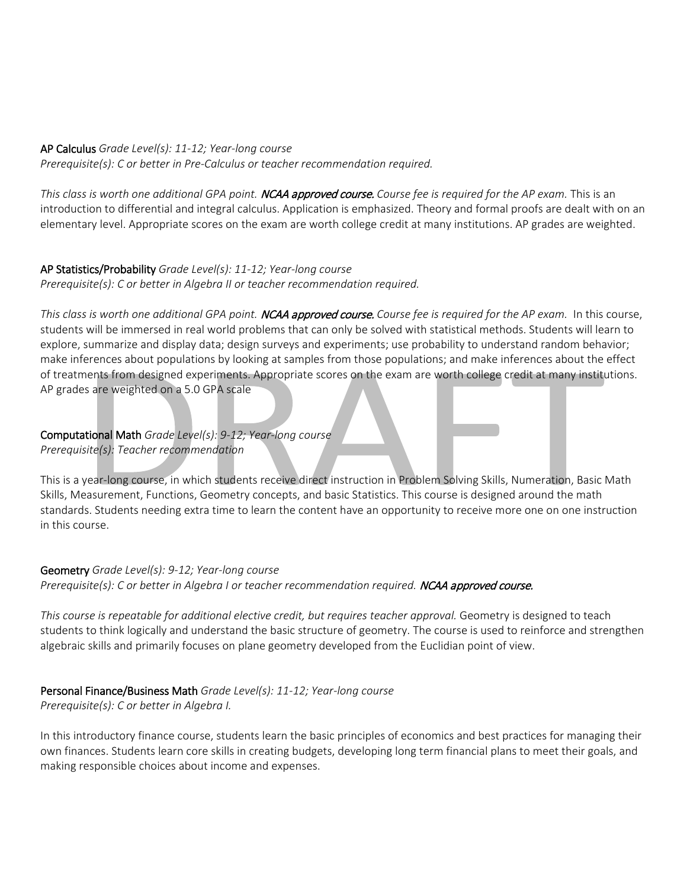**AP Calculus** *Grade Level(s): 11-12; Year-long course*
*Prerequisite(s): C or better in Pre-Calculus or teacher recommendation required.*

*This class is worth one additional GPA point.* ***NCAA approved course.*** *Course fee is required for the AP exam.* This is an introduction to differential and integral calculus. Application is emphasized. Theory and formal proofs are dealt with on an elementary level. Appropriate scores on the exam are worth college credit at many institutions. AP grades are weighted.

**AP Statistics/Probability** *Grade Level(s): 11-12; Year-long course*
*Prerequisite(s): C or better in Algebra II or teacher recommendation required.*

*This class is worth one additional GPA point.* ***NCAA approved course.*** *Course fee is required for the AP exam.* In this course, students will be immersed in real world problems that can only be solved with statistical methods. Students will learn to explore, summarize and display data; design surveys and experiments; use probability to understand random behavior; make inferences about populations by looking at samples from those populations; and make inferences about the effect of treatments from designed experiments. Appropriate scores on the exam are worth college credit at many institutions. AP grades are weighted on a 5.0 GPA scale

**Computational Math** *Grade Level(s): 9-12; Year-long course*
*Prerequisite(s): Teacher recommendation*

This is a year-long course, in which students receive direct instruction in Problem Solving Skills, Numeration, Basic Math Skills, Measurement, Functions, Geometry concepts, and basic Statistics. This course is designed around the math standards. Students needing extra time to learn the content have an opportunity to receive more one on one instruction in this course.

**Geometry** *Grade Level(s): 9-12; Year-long course*
*Prerequisite(s): C or better in Algebra I or teacher recommendation required.* ***NCAA approved course.***

*This course is repeatable for additional elective credit, but requires teacher approval.* Geometry is designed to teach students to think logically and understand the basic structure of geometry. The course is used to reinforce and strengthen algebraic skills and primarily focuses on plane geometry developed from the Euclidian point of view.

**Personal Finance/Business Math** *Grade Level(s): 11-12; Year-long course*
*Prerequisite(s): C or better in Algebra I.*

In this introductory finance course, students learn the basic principles of economics and best practices for managing their own finances. Students learn core skills in creating budgets, developing long term financial plans to meet their goals, and making responsible choices about income and expenses.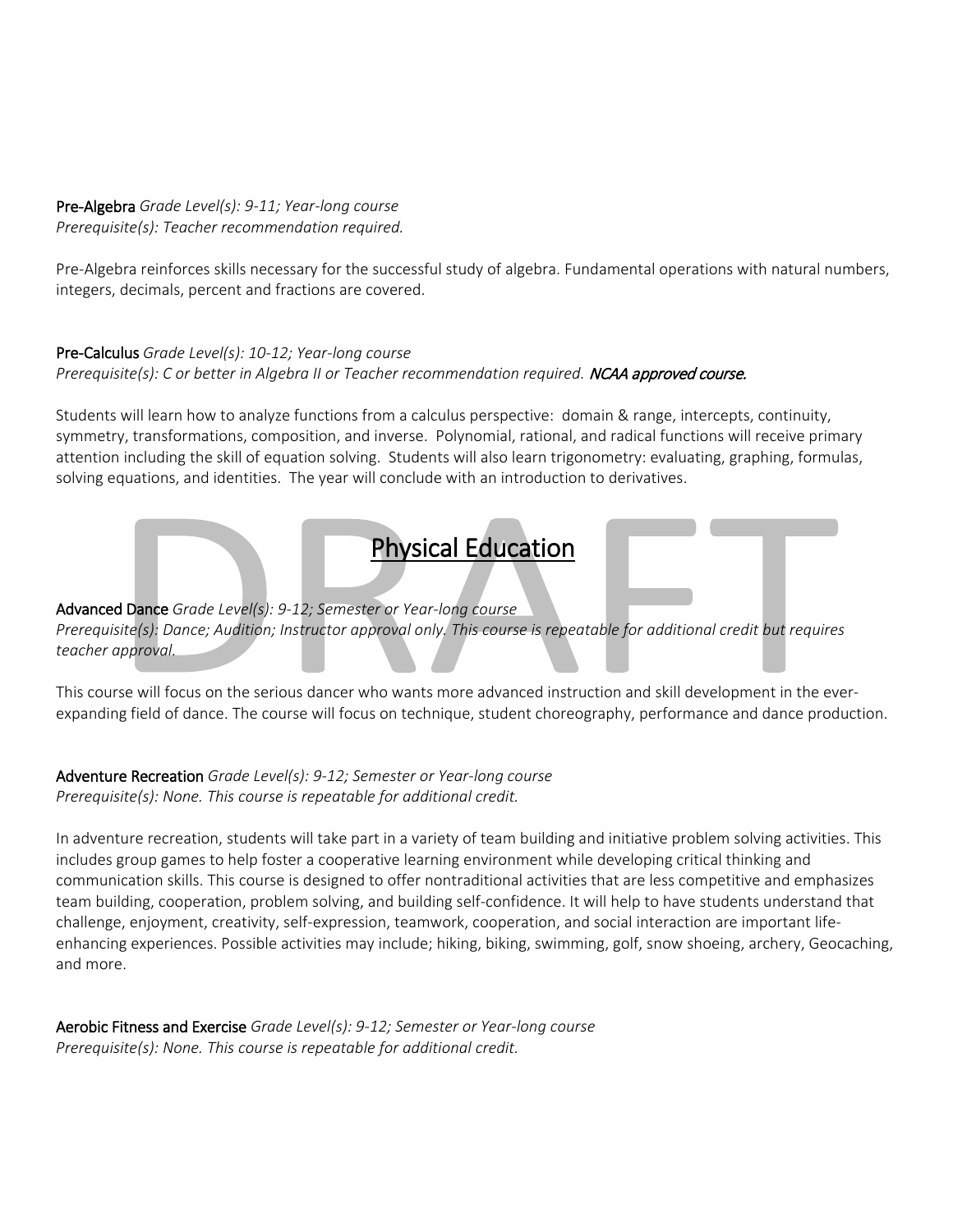**Pre-Algebra** *Grade Level(s): 9-11; Year-long course*
*Prerequisite(s): Teacher recommendation required.*

Pre-Algebra reinforces skills necessary for the successful study of algebra. Fundamental operations with natural numbers, integers, decimals, percent and fractions are covered.

**Pre-Calculus** *Grade Level(s): 10-12; Year-long course*
*Prerequisite(s): C or better in Algebra II or Teacher recommendation required.* ***NCAA approved course.***

Students will learn how to analyze functions from a calculus perspective: domain & range, intercepts, continuity, symmetry, transformations, composition, and inverse. Polynomial, rational, and radical functions will receive primary attention including the skill of equation solving. Students will also learn trigonometry: evaluating, graphing, formulas, solving equations, and identities. The year will conclude with an introduction to derivatives.

## Physical Education

**Advanced Dance** *Grade Level(s): 9-12; Semester or Year-long course*
*Prerequisite(s): Dance; Audition; Instructor approval only. This course is repeatable for additional credit but requires teacher approval.*

This course will focus on the serious dancer who wants more advanced instruction and skill development in the ever-expanding field of dance. The course will focus on technique, student choreography, performance and dance production.

**Adventure Recreation** *Grade Level(s): 9-12; Semester or Year-long course*
*Prerequisite(s): None. This course is repeatable for additional credit.*

In adventure recreation, students will take part in a variety of team building and initiative problem solving activities. This includes group games to help foster a cooperative learning environment while developing critical thinking and communication skills. This course is designed to offer nontraditional activities that are less competitive and emphasizes team building, cooperation, problem solving, and building self-confidence. It will help to have students understand that challenge, enjoyment, creativity, self-expression, teamwork, cooperation, and social interaction are important life-enhancing experiences. Possible activities may include; hiking, biking, swimming, golf, snow shoeing, archery, Geocaching, and more.

**Aerobic Fitness and Exercise** *Grade Level(s): 9-12; Semester or Year-long course*
*Prerequisite(s): None. This course is repeatable for additional credit.*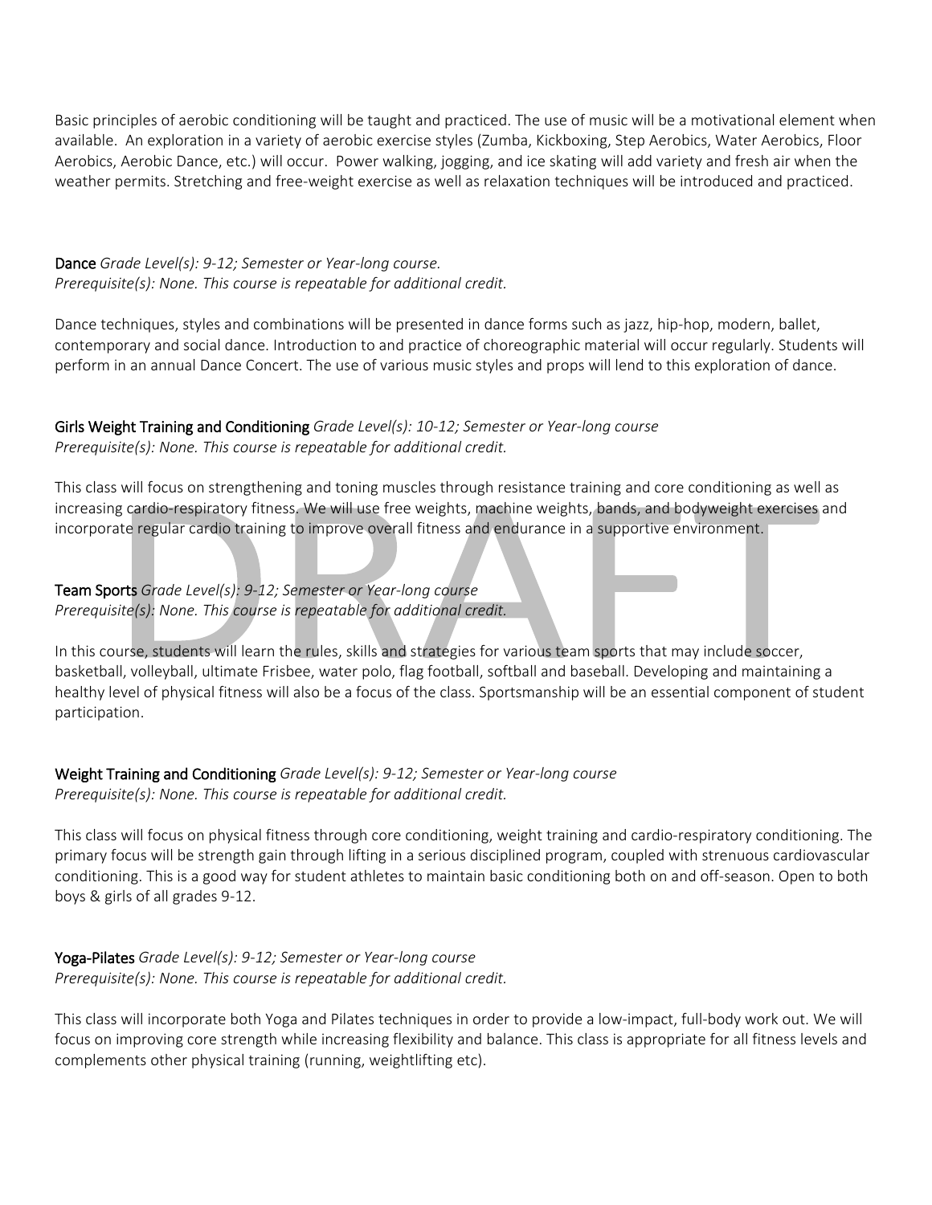Basic principles of aerobic conditioning will be taught and practiced. The use of music will be a motivational element when available. An exploration in a variety of aerobic exercise styles (Zumba, Kickboxing, Step Aerobics, Water Aerobics, Floor Aerobics, Aerobic Dance, etc.) will occur. Power walking, jogging, and ice skating will add variety and fresh air when the weather permits. Stretching and free-weight exercise as well as relaxation techniques will be introduced and practiced.

**Dance** *Grade Level(s): 9-12; Semester or Year-long course.*
*Prerequisite(s): None. This course is repeatable for additional credit.*

Dance techniques, styles and combinations will be presented in dance forms such as jazz, hip-hop, modern, ballet, contemporary and social dance. Introduction to and practice of choreographic material will occur regularly. Students will perform in an annual Dance Concert. The use of various music styles and props will lend to this exploration of dance.

**Girls Weight Training and Conditioning** *Grade Level(s): 10-12; Semester or Year-long course*
*Prerequisite(s): None. This course is repeatable for additional credit.*

This class will focus on strengthening and toning muscles through resistance training and core conditioning as well as increasing cardio-respiratory fitness. We will use free weights, machine weights, bands, and bodyweight exercises and incorporate regular cardio training to improve overall fitness and endurance in a supportive environment.

**Team Sports** *Grade Level(s): 9-12; Semester or Year-long course*
*Prerequisite(s): None. This course is repeatable for additional credit.*

In this course, students will learn the rules, skills and strategies for various team sports that may include soccer, basketball, volleyball, ultimate Frisbee, water polo, flag football, softball and baseball. Developing and maintaining a healthy level of physical fitness will also be a focus of the class. Sportsmanship will be an essential component of student participation.

**Weight Training and Conditioning** *Grade Level(s): 9-12; Semester or Year-long course*
*Prerequisite(s): None. This course is repeatable for additional credit.*

This class will focus on physical fitness through core conditioning, weight training and cardio-respiratory conditioning. The primary focus will be strength gain through lifting in a serious disciplined program, coupled with strenuous cardiovascular conditioning. This is a good way for student athletes to maintain basic conditioning both on and off-season. Open to both boys & girls of all grades 9-12.

**Yoga-Pilates** *Grade Level(s): 9-12; Semester or Year-long course*
*Prerequisite(s): None. This course is repeatable for additional credit.*

This class will incorporate both Yoga and Pilates techniques in order to provide a low-impact, full-body work out. We will focus on improving core strength while increasing flexibility and balance. This class is appropriate for all fitness levels and complements other physical training (running, weightlifting etc).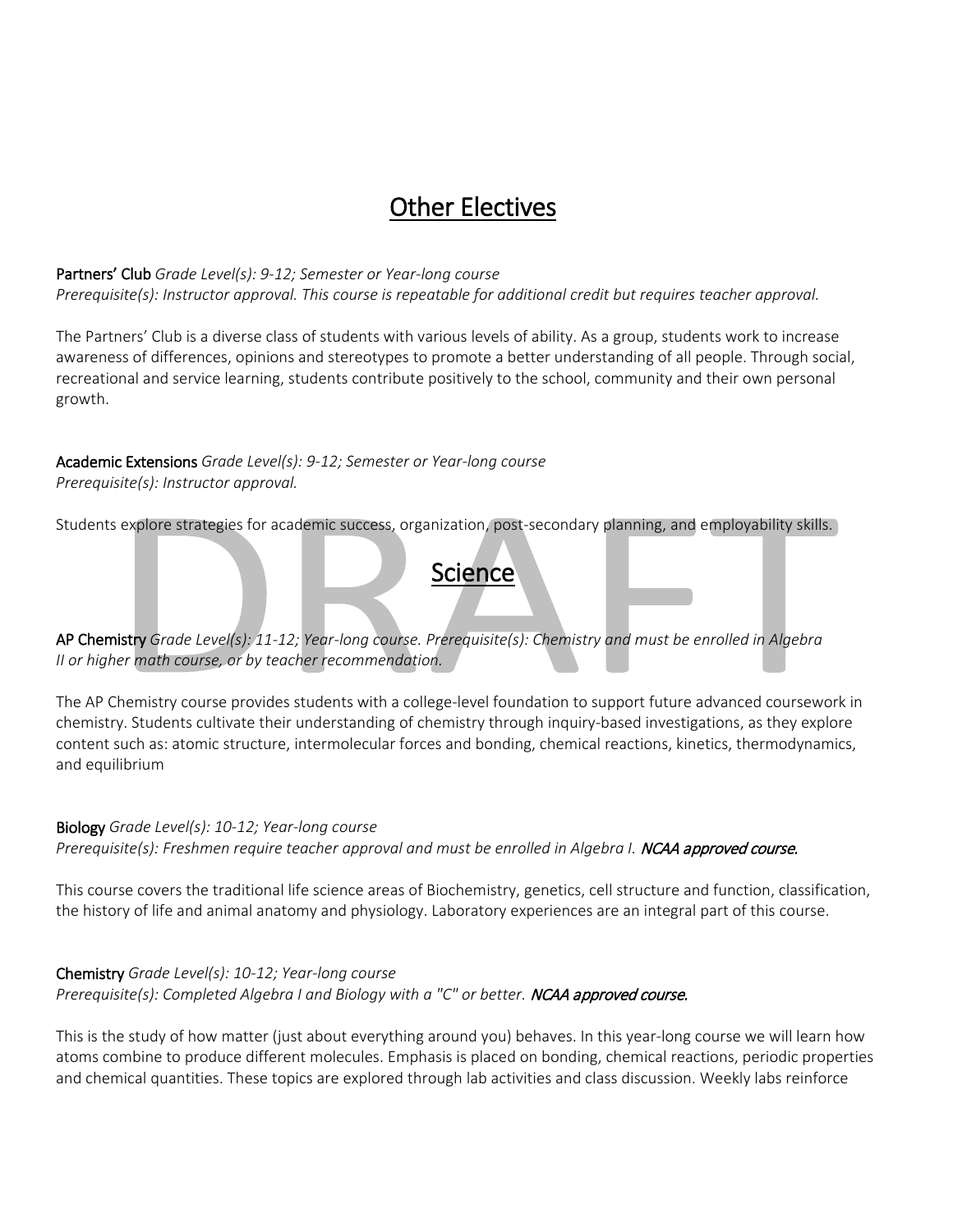# Other Electives

**Partners' Club** *Grade Level(s): 9-12; Semester or Year-long course*
*Prerequisite(s): Instructor approval. This course is repeatable for additional credit but requires teacher approval.*

The Partners' Club is a diverse class of students with various levels of ability. As a group, students work to increase awareness of differences, opinions and stereotypes to promote a better understanding of all people. Through social, recreational and service learning, students contribute positively to the school, community and their own personal growth.

**Academic Extensions** *Grade Level(s): 9-12; Semester or Year-long course*
*Prerequisite(s): Instructor approval.*

Students explore strategies for academic success, organization, post-secondary planning, and employability skills.

# Science

**AP Chemistry** *Grade Level(s): 11-12; Year-long course. Prerequisite(s): Chemistry and must be enrolled in Algebra II or higher math course, or by teacher recommendation.*

The AP Chemistry course provides students with a college-level foundation to support future advanced coursework in chemistry. Students cultivate their understanding of chemistry through inquiry-based investigations, as they explore content such as: atomic structure, intermolecular forces and bonding, chemical reactions, kinetics, thermodynamics, and equilibrium

**Biology** *Grade Level(s): 10-12; Year-long course*
*Prerequisite(s): Freshmen require teacher approval and must be enrolled in Algebra I.* ***NCAA approved course.***

This course covers the traditional life science areas of Biochemistry, genetics, cell structure and function, classification, the history of life and animal anatomy and physiology. Laboratory experiences are an integral part of this course.

**Chemistry** *Grade Level(s): 10-12; Year-long course*
*Prerequisite(s): Completed Algebra I and Biology with a "C" or better.* ***NCAA approved course.***

This is the study of how matter (just about everything around you) behaves. In this year-long course we will learn how atoms combine to produce different molecules. Emphasis is placed on bonding, chemical reactions, periodic properties and chemical quantities. These topics are explored through lab activities and class discussion. Weekly labs reinforce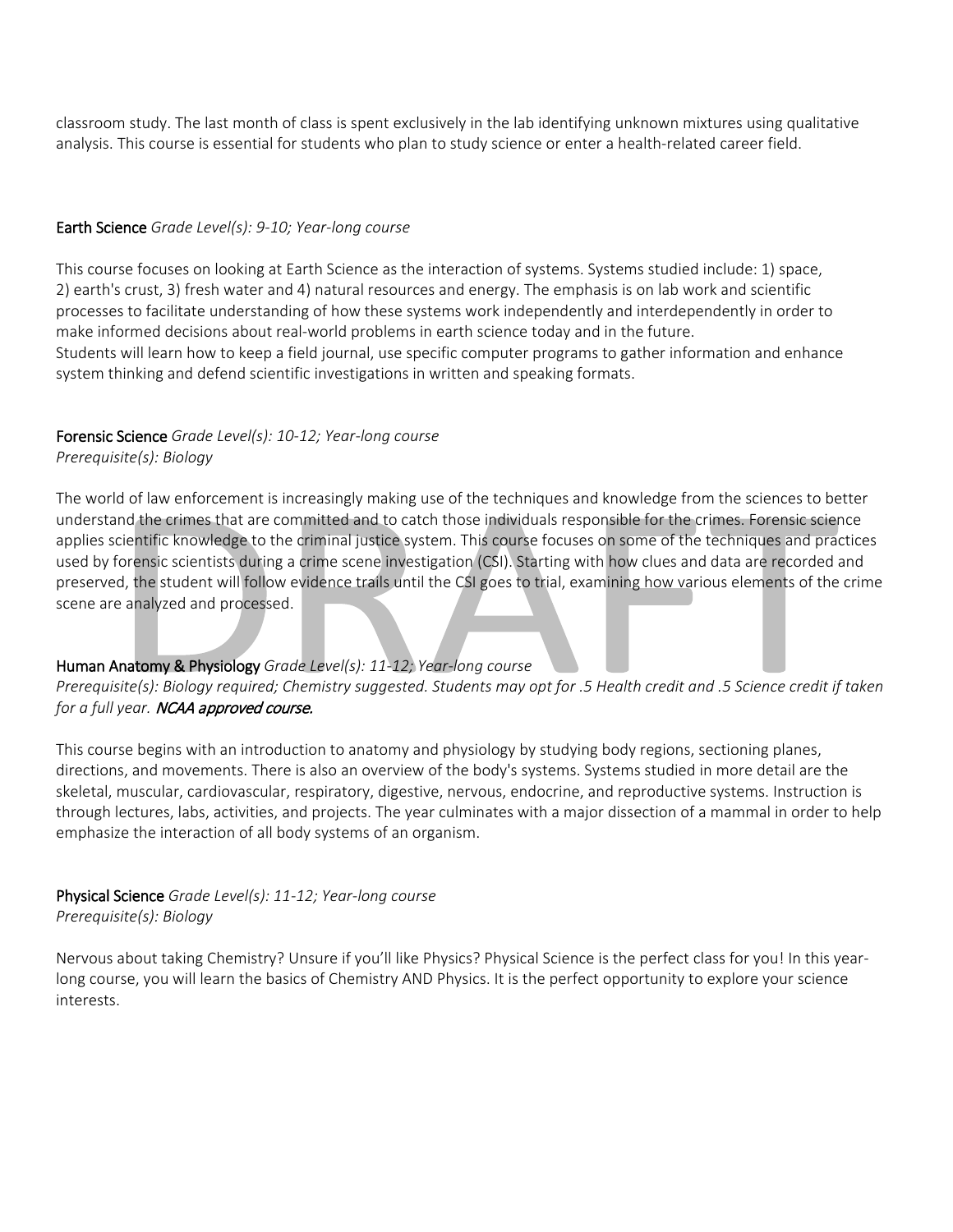classroom study. The last month of class is spent exclusively in the lab identifying unknown mixtures using qualitative analysis. This course is essential for students who plan to study science or enter a health-related career field.

**Earth Science** *Grade Level(s): 9-10; Year-long course*

This course focuses on looking at Earth Science as the interaction of systems. Systems studied include: 1) space, 2) earth's crust, 3) fresh water and 4) natural resources and energy. The emphasis is on lab work and scientific processes to facilitate understanding of how these systems work independently and interdependently in order to make informed decisions about real-world problems in earth science today and in the future.
Students will learn how to keep a field journal, use specific computer programs to gather information and enhance system thinking and defend scientific investigations in written and speaking formats.

**Forensic Science** *Grade Level(s): 10-12; Year-long course*
*Prerequisite(s): Biology*

The world of law enforcement is increasingly making use of the techniques and knowledge from the sciences to better understand the crimes that are committed and to catch those individuals responsible for the crimes. Forensic science applies scientific knowledge to the criminal justice system. This course focuses on some of the techniques and practices used by forensic scientists during a crime scene investigation (CSI). Starting with how clues and data are recorded and preserved, the student will follow evidence trails until the CSI goes to trial, examining how various elements of the crime scene are analyzed and processed.

**Human Anatomy & Physiology** *Grade Level(s): 11-12; Year-long course*
*Prerequisite(s): Biology required; Chemistry suggested. Students may opt for .5 Health credit and .5 Science credit if taken for a full year.* ***NCAA approved course.***

This course begins with an introduction to anatomy and physiology by studying body regions, sectioning planes, directions, and movements. There is also an overview of the body's systems. Systems studied in more detail are the skeletal, muscular, cardiovascular, respiratory, digestive, nervous, endocrine, and reproductive systems. Instruction is through lectures, labs, activities, and projects. The year culminates with a major dissection of a mammal in order to help emphasize the interaction of all body systems of an organism.

**Physical Science** *Grade Level(s): 11-12; Year-long course*
*Prerequisite(s): Biology*

Nervous about taking Chemistry? Unsure if you'll like Physics? Physical Science is the perfect class for you! In this year-long course, you will learn the basics of Chemistry AND Physics. It is the perfect opportunity to explore your science interests.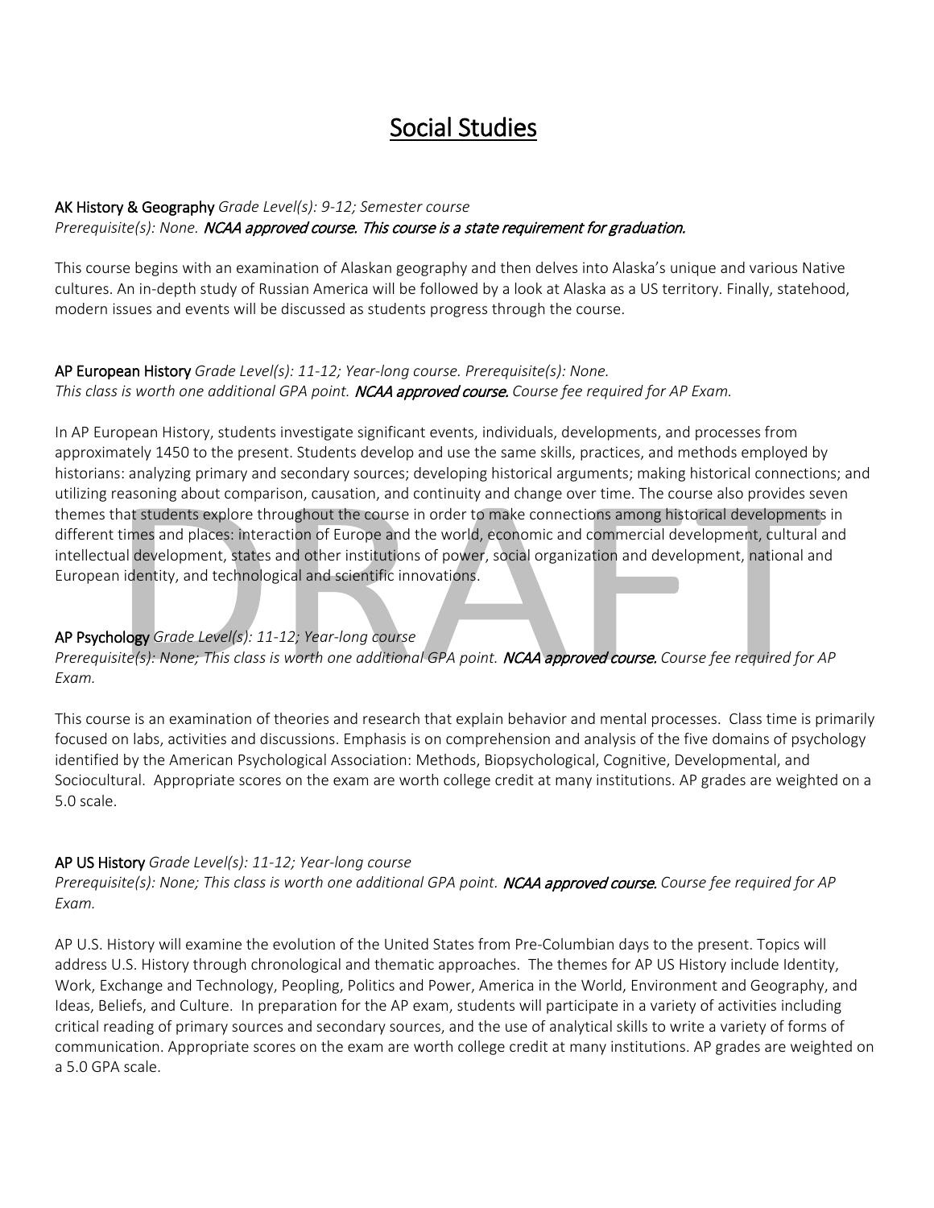# Social Studies

**AK History & Geography** *Grade Level(s): 9-12; Semester course*
*Prerequisite(s): None.* ***NCAA approved course. This course is a state requirement for graduation.***

This course begins with an examination of Alaskan geography and then delves into Alaska's unique and various Native cultures. An in-depth study of Russian America will be followed by a look at Alaska as a US territory. Finally, statehood, modern issues and events will be discussed as students progress through the course.

**AP European History** *Grade Level(s): 11-12; Year-long course. Prerequisite(s): None.*
*This class is worth one additional GPA point.* ***NCAA approved course.*** *Course fee required for AP Exam.*

In AP European History, students investigate significant events, individuals, developments, and processes from approximately 1450 to the present. Students develop and use the same skills, practices, and methods employed by historians: analyzing primary and secondary sources; developing historical arguments; making historical connections; and utilizing reasoning about comparison, causation, and continuity and change over time. The course also provides seven themes that students explore throughout the course in order to make connections among historical developments in different times and places: interaction of Europe and the world, economic and commercial development, cultural and intellectual development, states and other institutions of power, social organization and development, national and European identity, and technological and scientific innovations.

**AP Psychology** *Grade Level(s): 11-12; Year-long course*
*Prerequisite(s): None; This class is worth one additional GPA point.* ***NCAA approved course.*** *Course fee required for AP Exam.*

This course is an examination of theories and research that explain behavior and mental processes. Class time is primarily focused on labs, activities and discussions. Emphasis is on comprehension and analysis of the five domains of psychology identified by the American Psychological Association: Methods, Biopsychological, Cognitive, Developmental, and Sociocultural. Appropriate scores on the exam are worth college credit at many institutions. AP grades are weighted on a 5.0 scale.

**AP US History** *Grade Level(s): 11-12; Year-long course*
*Prerequisite(s): None; This class is worth one additional GPA point.* ***NCAA approved course.*** *Course fee required for AP Exam.*

AP U.S. History will examine the evolution of the United States from Pre-Columbian days to the present. Topics will address U.S. History through chronological and thematic approaches. The themes for AP US History include Identity, Work, Exchange and Technology, Peopling, Politics and Power, America in the World, Environment and Geography, and Ideas, Beliefs, and Culture. In preparation for the AP exam, students will participate in a variety of activities including critical reading of primary sources and secondary sources, and the use of analytical skills to write a variety of forms of communication. Appropriate scores on the exam are worth college credit at many institutions. AP grades are weighted on a 5.0 GPA scale.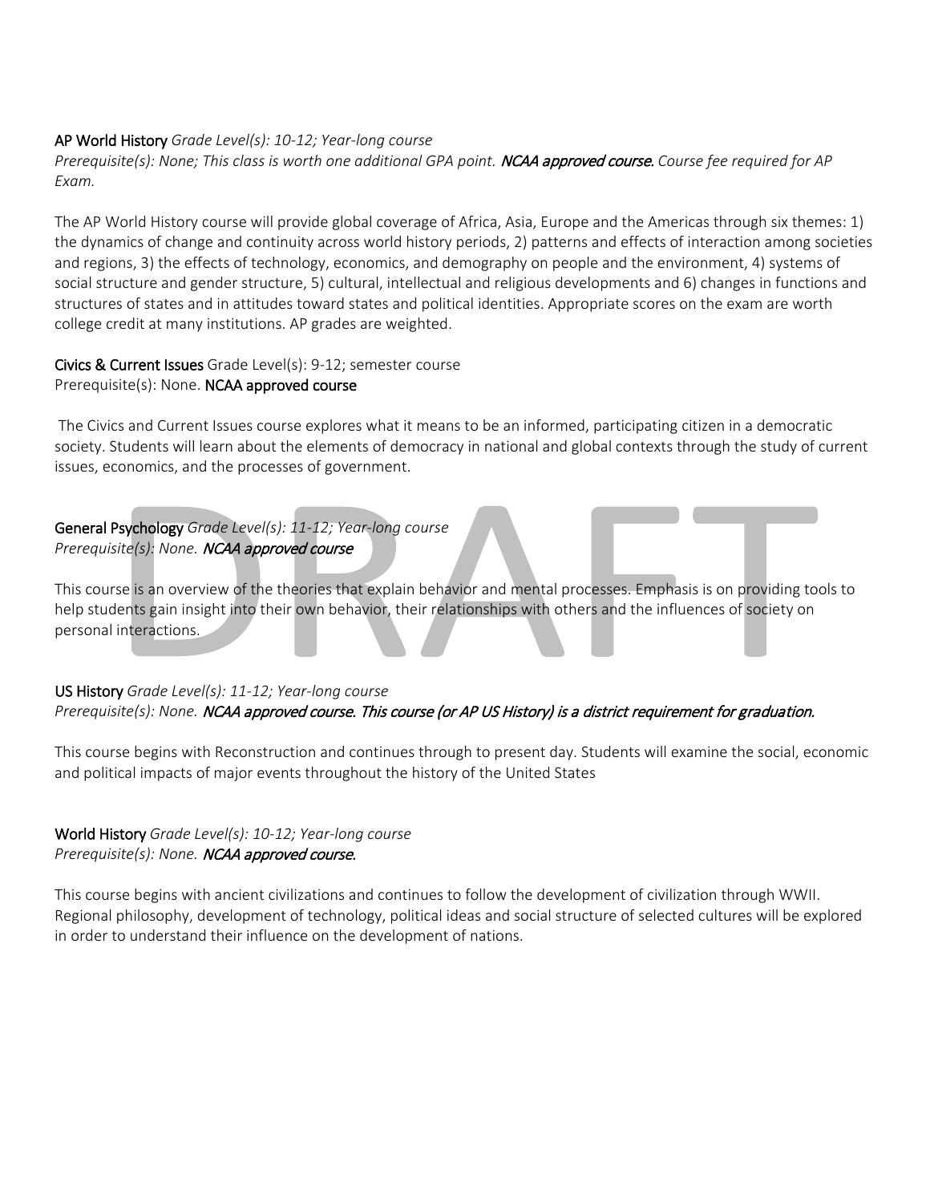**AP World History** *Grade Level(s): 10-12; Year-long course*
*Prerequisite(s): None; This class is worth one additional GPA point.* ***NCAA approved course.*** *Course fee required for AP Exam.*

The AP World History course will provide global coverage of Africa, Asia, Europe and the Americas through six themes: 1) the dynamics of change and continuity across world history periods, 2) patterns and effects of interaction among societies and regions, 3) the effects of technology, economics, and demography on people and the environment, 4) systems of social structure and gender structure, 5) cultural, intellectual and religious developments and 6) changes in functions and structures of states and in attitudes toward states and political identities. Appropriate scores on the exam are worth college credit at many institutions. AP grades are weighted.

**Civics & Current Issues** Grade Level(s): 9-12; semester course
Prerequisite(s): None. **NCAA approved course**

The Civics and Current Issues course explores what it means to be an informed, participating citizen in a democratic society. Students will learn about the elements of democracy in national and global contexts through the study of current issues, economics, and the processes of government.

**General Psychology** *Grade Level(s): 11-12; Year-long course*
*Prerequisite(s): None.* ***NCAA approved course***

This course is an overview of the theories that explain behavior and mental processes. Emphasis is on providing tools to help students gain insight into their own behavior, their relationships with others and the influences of society on personal interactions.

**US History** *Grade Level(s): 11-12; Year-long course*
*Prerequisite(s): None.* ***NCAA approved course. This course (or AP US History) is a district requirement for graduation.***

This course begins with Reconstruction and continues through to present day. Students will examine the social, economic and political impacts of major events throughout the history of the United States

**World History** *Grade Level(s): 10-12; Year-long course*
*Prerequisite(s): None.* ***NCAA approved course.***

This course begins with ancient civilizations and continues to follow the development of civilization through WWII. Regional philosophy, development of technology, political ideas and social structure of selected cultures will be explored in order to understand their influence on the development of nations.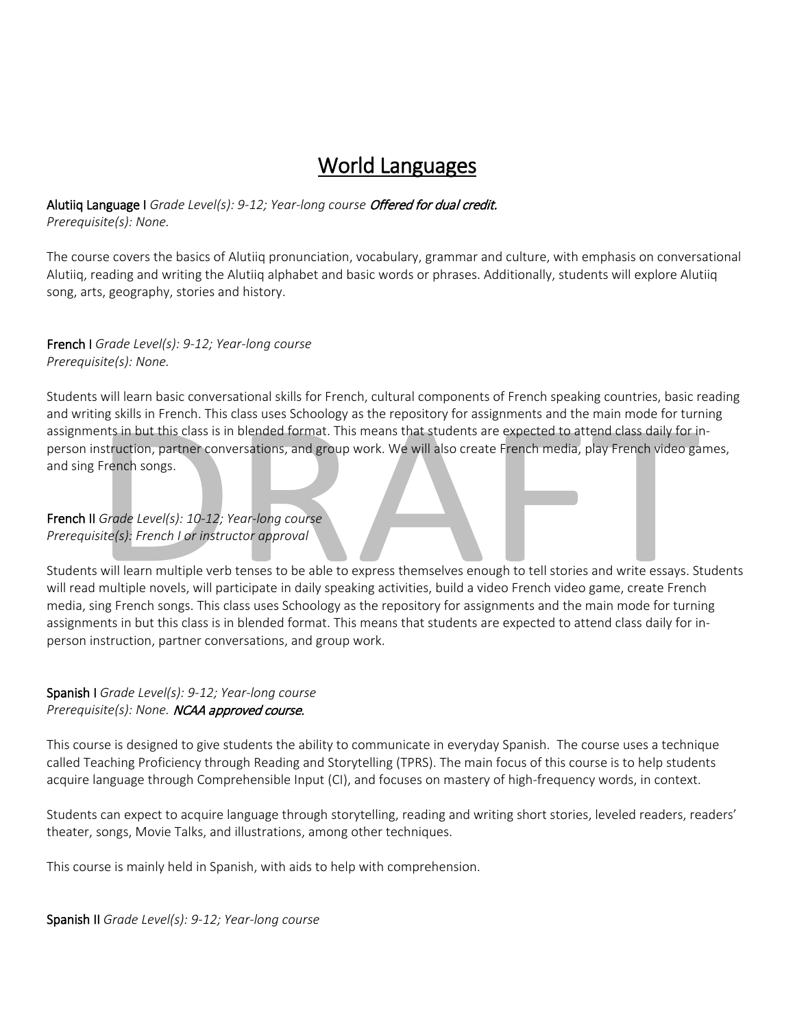# World Languages

**Alutiiq Language I** *Grade Level(s): 9-12; Year-long course* ***Offered for dual credit.***
*Prerequisite(s): None.*

The course covers the basics of Alutiiq pronunciation, vocabulary, grammar and culture, with emphasis on conversational Alutiiq, reading and writing the Alutiiq alphabet and basic words or phrases. Additionally, students will explore Alutiiq song, arts, geography, stories and history.

**French I** *Grade Level(s): 9-12; Year-long course*
*Prerequisite(s): None.*

Students will learn basic conversational skills for French, cultural components of French speaking countries, basic reading and writing skills in French. This class uses Schoology as the repository for assignments and the main mode for turning assignments in but this class is in blended format. This means that students are expected to attend class daily for in-person instruction, partner conversations, and group work. We will also create French media, play French video games, and sing French songs.

**French II** *Grade Level(s): 10-12; Year-long course*
*Prerequisite(s): French I or instructor approval*

Students will learn multiple verb tenses to be able to express themselves enough to tell stories and write essays. Students will read multiple novels, will participate in daily speaking activities, build a video French video game, create French media, sing French songs. This class uses Schoology as the repository for assignments and the main mode for turning assignments in but this class is in blended format. This means that students are expected to attend class daily for in-person instruction, partner conversations, and group work.

**Spanish I** *Grade Level(s): 9-12; Year-long course*
*Prerequisite(s): None.* ***NCAA approved course.***

This course is designed to give students the ability to communicate in everyday Spanish. The course uses a technique called Teaching Proficiency through Reading and Storytelling (TPRS). The main focus of this course is to help students acquire language through Comprehensible Input (CI), and focuses on mastery of high-frequency words, in context.

Students can expect to acquire language through storytelling, reading and writing short stories, leveled readers, readers' theater, songs, Movie Talks, and illustrations, among other techniques.

This course is mainly held in Spanish, with aids to help with comprehension.

**Spanish II** *Grade Level(s): 9-12; Year-long course*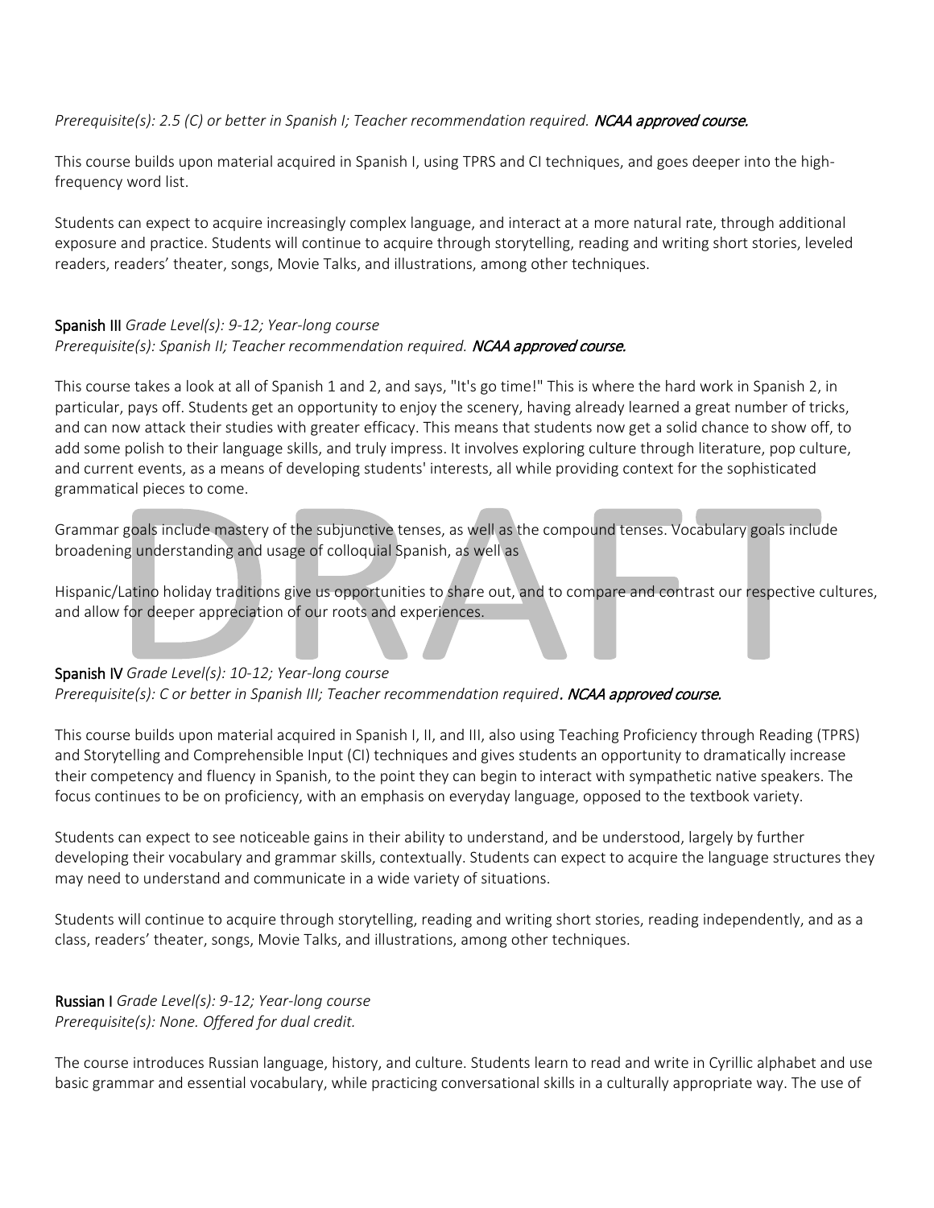*Prerequisite(s): 2.5 (C) or better in Spanish I; Teacher recommendation required.* ***NCAA approved course.***

This course builds upon material acquired in Spanish I, using TPRS and CI techniques, and goes deeper into the high-frequency word list.

Students can expect to acquire increasingly complex language, and interact at a more natural rate, through additional exposure and practice. Students will continue to acquire through storytelling, reading and writing short stories, leveled readers, readers' theater, songs, Movie Talks, and illustrations, among other techniques.

**Spanish III** *Grade Level(s): 9-12; Year-long course*
*Prerequisite(s): Spanish II; Teacher recommendation required.* ***NCAA approved course.***

This course takes a look at all of Spanish 1 and 2, and says, "It's go time!" This is where the hard work in Spanish 2, in particular, pays off. Students get an opportunity to enjoy the scenery, having already learned a great number of tricks, and can now attack their studies with greater efficacy. This means that students now get a solid chance to show off, to add some polish to their language skills, and truly impress. It involves exploring culture through literature, pop culture, and current events, as a means of developing students' interests, all while providing context for the sophisticated grammatical pieces to come.

Grammar goals include mastery of the subjunctive tenses, as well as the compound tenses. Vocabulary goals include broadening understanding and usage of colloquial Spanish, as well as

Hispanic/Latino holiday traditions give us opportunities to share out, and to compare and contrast our respective cultures, and allow for deeper appreciation of our roots and experiences.

**Spanish IV** *Grade Level(s): 10-12; Year-long course*
*Prerequisite(s): C or better in Spanish III; Teacher recommendation required*. ***NCAA approved course.***

This course builds upon material acquired in Spanish I, II, and III, also using Teaching Proficiency through Reading (TPRS) and Storytelling and Comprehensible Input (CI) techniques and gives students an opportunity to dramatically increase their competency and fluency in Spanish, to the point they can begin to interact with sympathetic native speakers. The focus continues to be on proficiency, with an emphasis on everyday language, opposed to the textbook variety.

Students can expect to see noticeable gains in their ability to understand, and be understood, largely by further developing their vocabulary and grammar skills, contextually. Students can expect to acquire the language structures they may need to understand and communicate in a wide variety of situations.

Students will continue to acquire through storytelling, reading and writing short stories, reading independently, and as a class, readers' theater, songs, Movie Talks, and illustrations, among other techniques.

**Russian I** *Grade Level(s): 9-12; Year-long course*
*Prerequisite(s): None. Offered for dual credit.*

The course introduces Russian language, history, and culture. Students learn to read and write in Cyrillic alphabet and use basic grammar and essential vocabulary, while practicing conversational skills in a culturally appropriate way. The use of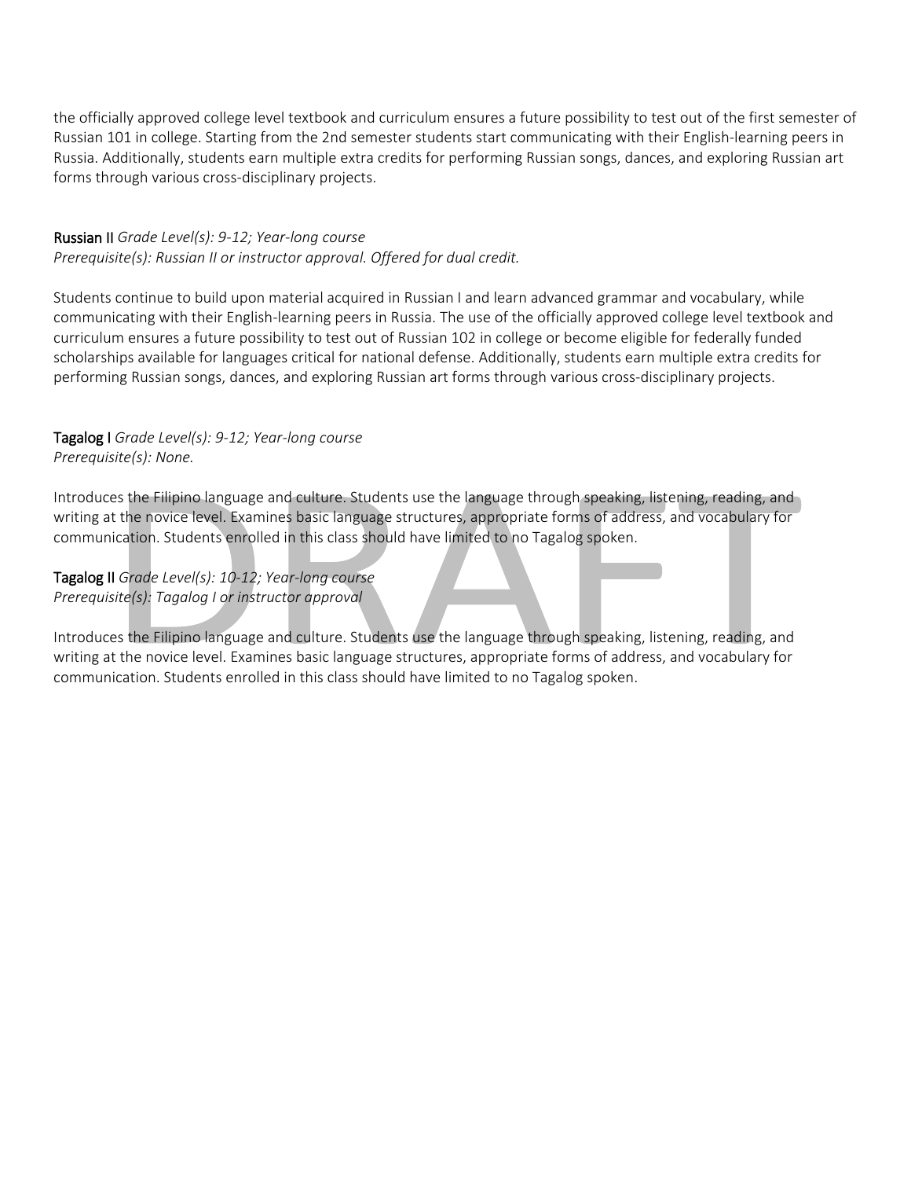the officially approved college level textbook and curriculum ensures a future possibility to test out of the first semester of Russian 101 in college. Starting from the 2nd semester students start communicating with their English-learning peers in Russia. Additionally, students earn multiple extra credits for performing Russian songs, dances, and exploring Russian art forms through various cross-disciplinary projects.

**Russian II** *Grade Level(s): 9-12; Year-long course*
*Prerequisite(s): Russian II or instructor approval. Offered for dual credit.*

Students continue to build upon material acquired in Russian I and learn advanced grammar and vocabulary, while communicating with their English-learning peers in Russia. The use of the officially approved college level textbook and curriculum ensures a future possibility to test out of Russian 102 in college or become eligible for federally funded scholarships available for languages critical for national defense. Additionally, students earn multiple extra credits for performing Russian songs, dances, and exploring Russian art forms through various cross-disciplinary projects.

**Tagalog I** *Grade Level(s): 9-12; Year-long course*
*Prerequisite(s): None.*

Introduces the Filipino language and culture. Students use the language through speaking, listening, reading, and writing at the novice level. Examines basic language structures, appropriate forms of address, and vocabulary for communication. Students enrolled in this class should have limited to no Tagalog spoken.

**Tagalog II** *Grade Level(s): 10-12; Year-long course*
*Prerequisite(s): Tagalog I or instructor approval*

Introduces the Filipino language and culture. Students use the language through speaking, listening, reading, and writing at the novice level. Examines basic language structures, appropriate forms of address, and vocabulary for communication. Students enrolled in this class should have limited to no Tagalog spoken.